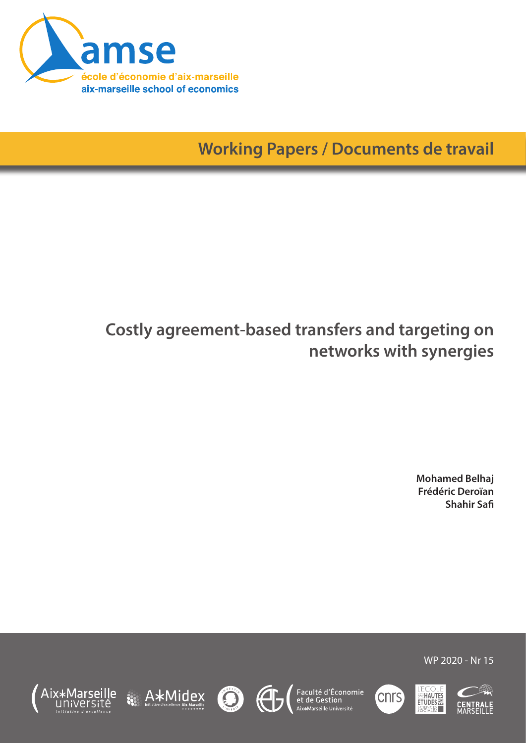amse

école d'économie d'aix-marseille

aix-marseille school of economics

Working Papers / Documents de travail

# Costly agreement-based transfers and targeting on networks with synergies

**Mohamed Belhaj**
**Frédéric Deroïan**
**Shahir Safi**

WP 2020 - Nr 15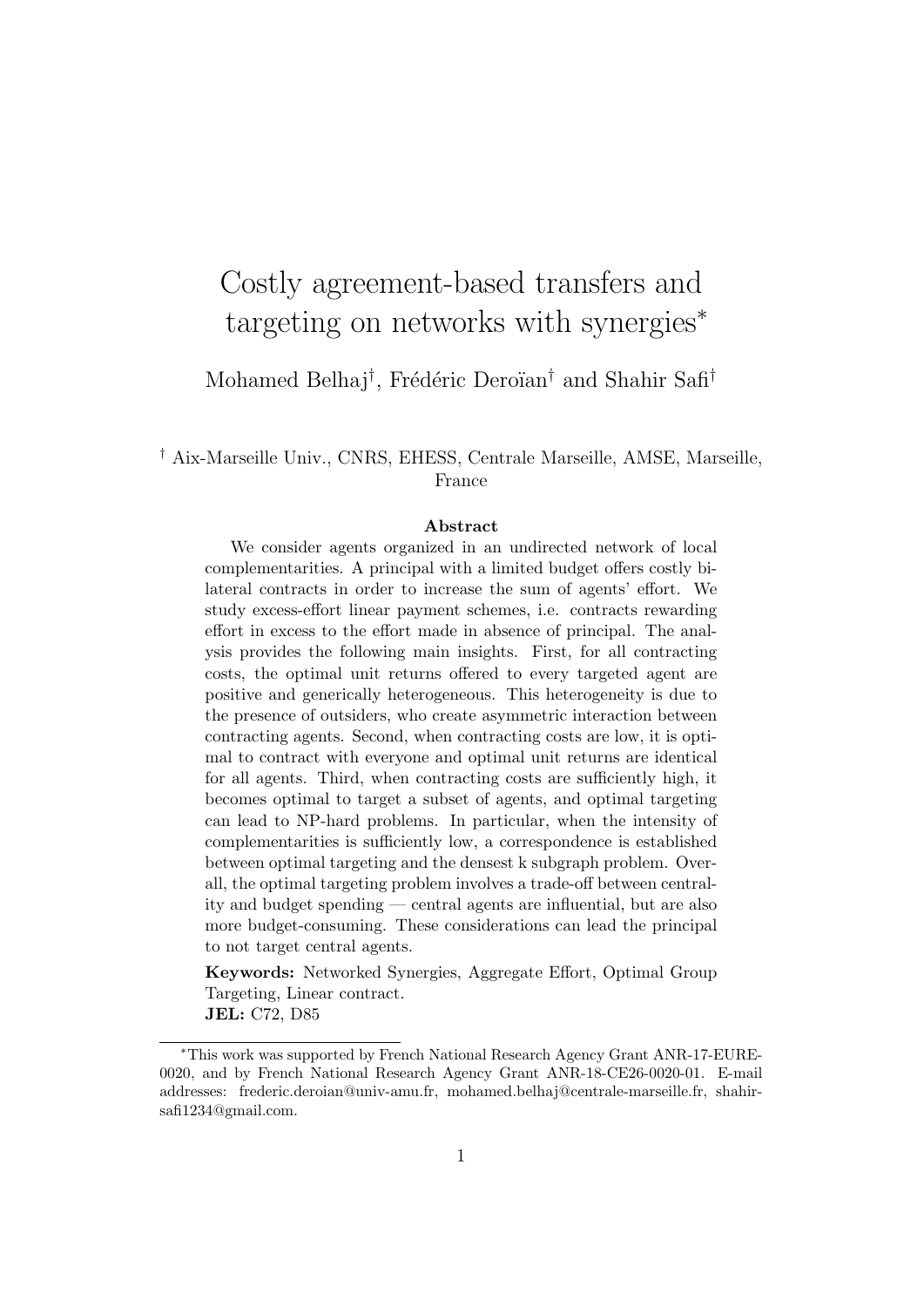# Costly agreement-based transfers and targeting on networks with synergies*

Mohamed Belhaj†, Frédéric Deroïan† and Shahir Safi†

† Aix-Marseille Univ., CNRS, EHESS, Centrale Marseille, AMSE, Marseille, France

**Abstract**

We consider agents organized in an undirected network of local complementarities. A principal with a limited budget offers costly bilateral contracts in order to increase the sum of agents' effort. We study excess-effort linear payment schemes, i.e. contracts rewarding effort in excess to the effort made in absence of principal. The analysis provides the following main insights. First, for all contracting costs, the optimal unit returns offered to every targeted agent are positive and generically heterogeneous. This heterogeneity is due to the presence of outsiders, who create asymmetric interaction between contracting agents. Second, when contracting costs are low, it is optimal to contract with everyone and optimal unit returns are identical for all agents. Third, when contracting costs are sufficiently high, it becomes optimal to target a subset of agents, and optimal targeting can lead to NP-hard problems. In particular, when the intensity of complementarities is sufficiently low, a correspondence is established between optimal targeting and the densest k subgraph problem. Overall, the optimal targeting problem involves a trade-off between centrality and budget spending — central agents are influential, but are also more budget-consuming. These considerations can lead the principal to not target central agents.

**Keywords:** Networked Synergies, Aggregate Effort, Optimal Group Targeting, Linear contract.
**JEL:** C72, D85

---

*This work was supported by French National Research Agency Grant ANR-17-EURE-0020, and by French National Research Agency Grant ANR-18-CE26-0020-01. E-mail addresses: frederic.deroian@univ-amu.fr, mohamed.belhaj@centrale-marseille.fr, shahirsafi1234@gmail.com.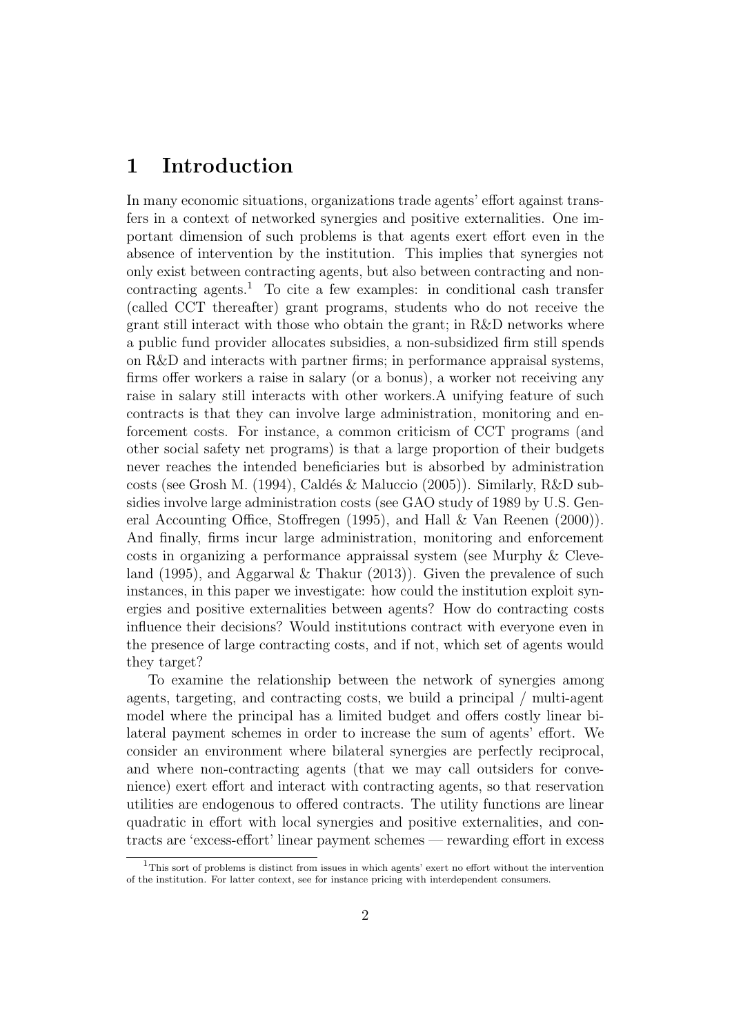# 1 Introduction

In many economic situations, organizations trade agents' effort against transfers in a context of networked synergies and positive externalities. One important dimension of such problems is that agents exert effort even in the absence of intervention by the institution. This implies that synergies not only exist between contracting agents, but also between contracting and non-contracting agents.[1] To cite a few examples: in conditional cash transfer (called CCT thereafter) grant programs, students who do not receive the grant still interact with those who obtain the grant; in R&D networks where a public fund provider allocates subsidies, a non-subsidized firm still spends on R&D and interacts with partner firms; in performance appraisal systems, firms offer workers a raise in salary (or a bonus), a worker not receiving any raise in salary still interacts with other workers.A unifying feature of such contracts is that they can involve large administration, monitoring and enforcement costs. For instance, a common criticism of CCT programs (and other social safety net programs) is that a large proportion of their budgets never reaches the intended beneficiaries but is absorbed by administration costs (see Grosh M. (1994), Caldés & Maluccio (2005)). Similarly, R&D subsidies involve large administration costs (see GAO study of 1989 by U.S. General Accounting Office, Stoffregen (1995), and Hall & Van Reenen (2000)). And finally, firms incur large administration, monitoring and enforcement costs in organizing a performance appraissal system (see Murphy & Cleveland (1995), and Aggarwal & Thakur (2013)). Given the prevalence of such instances, in this paper we investigate: how could the institution exploit synergies and positive externalities between agents? How do contracting costs influence their decisions? Would institutions contract with everyone even in the presence of large contracting costs, and if not, which set of agents would they target?

To examine the relationship between the network of synergies among agents, targeting, and contracting costs, we build a principal / multi-agent model where the principal has a limited budget and offers costly linear bilateral payment schemes in order to increase the sum of agents' effort. We consider an environment where bilateral synergies are perfectly reciprocal, and where non-contracting agents (that we may call outsiders for convenience) exert effort and interact with contracting agents, so that reservation utilities are endogenous to offered contracts. The utility functions are linear quadratic in effort with local synergies and positive externalities, and contracts are 'excess-effort' linear payment schemes — rewarding effort in excess

[1] This sort of problems is distinct from issues in which agents' exert no effort without the intervention of the institution. For latter context, see for instance pricing with interdependent consumers.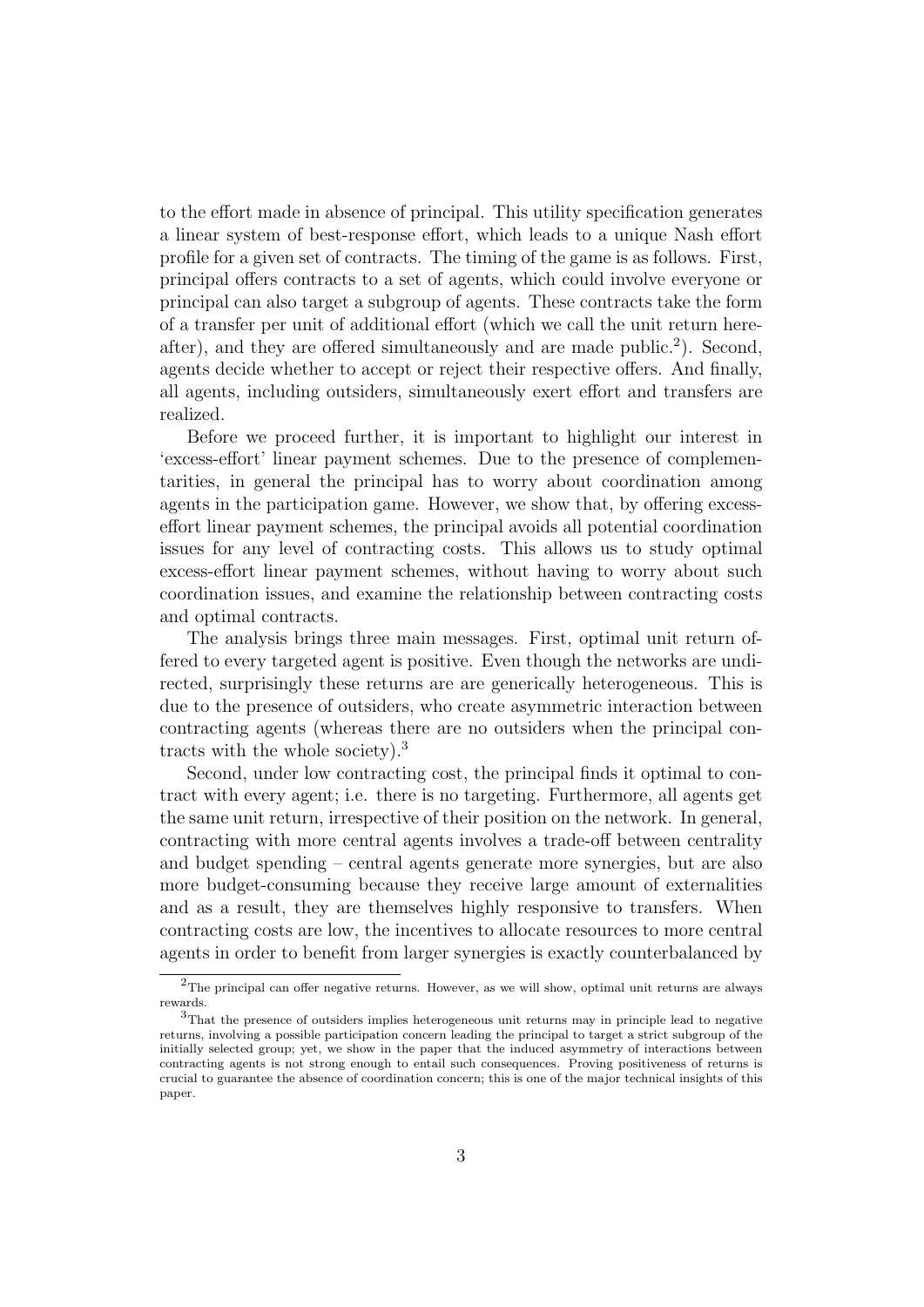to the effort made in absence of principal. This utility specification generates a linear system of best-response effort, which leads to a unique Nash effort profile for a given set of contracts. The timing of the game is as follows. First, principal offers contracts to a set of agents, which could involve everyone or principal can also target a subgroup of agents. These contracts take the form of a transfer per unit of additional effort (which we call the unit return hereafter), and they are offered simultaneously and are made public.[2]). Second, agents decide whether to accept or reject their respective offers. And finally, all agents, including outsiders, simultaneously exert effort and transfers are realized.

Before we proceed further, it is important to highlight our interest in 'excess-effort' linear payment schemes. Due to the presence of complementarities, in general the principal has to worry about coordination among agents in the participation game. However, we show that, by offering excess-effort linear payment schemes, the principal avoids all potential coordination issues for any level of contracting costs. This allows us to study optimal excess-effort linear payment schemes, without having to worry about such coordination issues, and examine the relationship between contracting costs and optimal contracts.

The analysis brings three main messages. First, optimal unit return offered to every targeted agent is positive. Even though the networks are undirected, surprisingly these returns are are generically heterogeneous. This is due to the presence of outsiders, who create asymmetric interaction between contracting agents (whereas there are no outsiders when the principal contracts with the whole society).[3]

Second, under low contracting cost, the principal finds it optimal to contract with every agent; i.e. there is no targeting. Furthermore, all agents get the same unit return, irrespective of their position on the network. In general, contracting with more central agents involves a trade-off between centrality and budget spending – central agents generate more synergies, but are also more budget-consuming because they receive large amount of externalities and as a result, they are themselves highly responsive to transfers. When contracting costs are low, the incentives to allocate resources to more central agents in order to benefit from larger synergies is exactly counterbalanced by

---

[2] The principal can offer negative returns. However, as we will show, optimal unit returns are always rewards.

[3] That the presence of outsiders implies heterogeneous unit returns may in principle lead to negative returns, involving a possible participation concern leading the principal to target a strict subgroup of the initially selected group; yet, we show in the paper that the induced asymmetry of interactions between contracting agents is not strong enough to entail such consequences. Proving positiveness of returns is crucial to guarantee the absence of coordination concern; this is one of the major technical insights of this paper.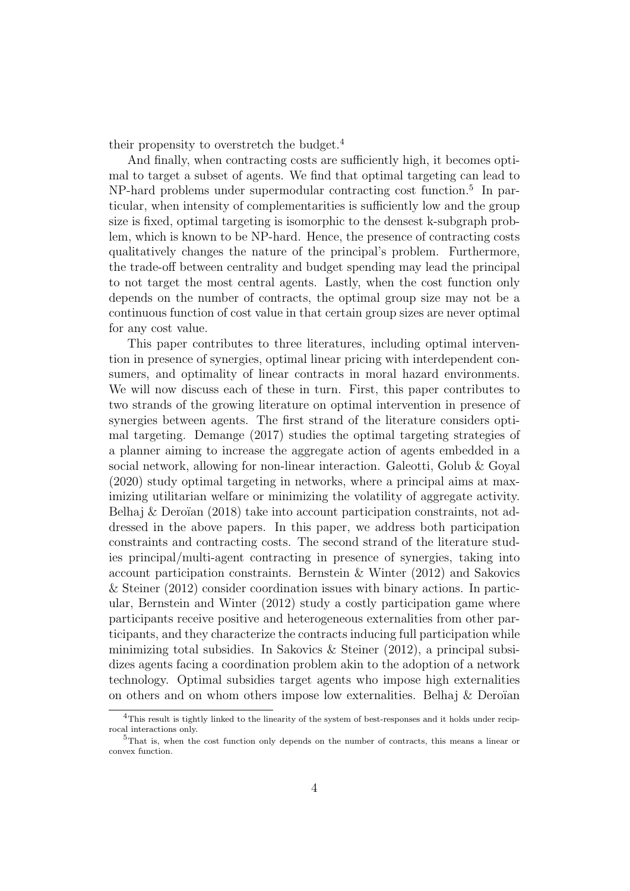their propensity to overstretch the budget.[4]

And finally, when contracting costs are sufficiently high, it becomes optimal to target a subset of agents. We find that optimal targeting can lead to NP-hard problems under supermodular contracting cost function.[5] In particular, when intensity of complementarities is sufficiently low and the group size is fixed, optimal targeting is isomorphic to the densest k-subgraph problem, which is known to be NP-hard. Hence, the presence of contracting costs qualitatively changes the nature of the principal's problem. Furthermore, the trade-off between centrality and budget spending may lead the principal to not target the most central agents. Lastly, when the cost function only depends on the number of contracts, the optimal group size may not be a continuous function of cost value in that certain group sizes are never optimal for any cost value.

This paper contributes to three literatures, including optimal intervention in presence of synergies, optimal linear pricing with interdependent consumers, and optimality of linear contracts in moral hazard environments. We will now discuss each of these in turn. First, this paper contributes to two strands of the growing literature on optimal intervention in presence of synergies between agents. The first strand of the literature considers optimal targeting. Demange (2017) studies the optimal targeting strategies of a planner aiming to increase the aggregate action of agents embedded in a social network, allowing for non-linear interaction. Galeotti, Golub & Goyal (2020) study optimal targeting in networks, where a principal aims at maximizing utilitarian welfare or minimizing the volatility of aggregate activity. Belhaj & Deroïan (2018) take into account participation constraints, not addressed in the above papers. In this paper, we address both participation constraints and contracting costs. The second strand of the literature studies principal/multi-agent contracting in presence of synergies, taking into account participation constraints. Bernstein & Winter (2012) and Sakovics & Steiner (2012) consider coordination issues with binary actions. In particular, Bernstein and Winter (2012) study a costly participation game where participants receive positive and heterogeneous externalities from other participants, and they characterize the contracts inducing full participation while minimizing total subsidies. In Sakovics & Steiner (2012), a principal subsidizes agents facing a coordination problem akin to the adoption of a network technology. Optimal subsidies target agents who impose high externalities on others and on whom others impose low externalities. Belhaj & Deroïan

[4] This result is tightly linked to the linearity of the system of best-responses and it holds under reciprocal interactions only.

[5] That is, when the cost function only depends on the number of contracts, this means a linear or convex function.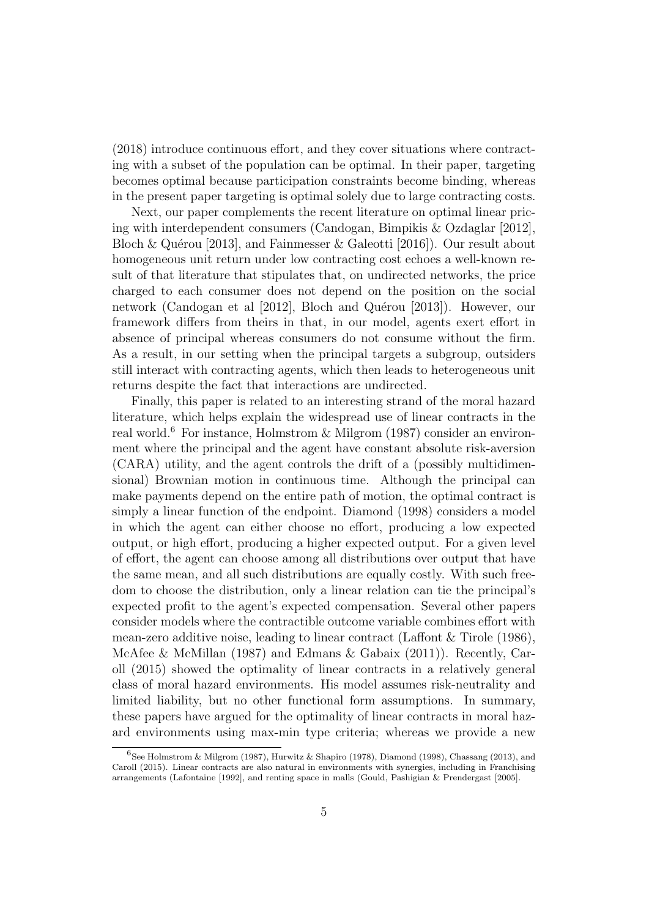(2018) introduce continuous effort, and they cover situations where contracting with a subset of the population can be optimal. In their paper, targeting becomes optimal because participation constraints become binding, whereas in the present paper targeting is optimal solely due to large contracting costs.

Next, our paper complements the recent literature on optimal linear pricing with interdependent consumers (Candogan, Bimpikis & Ozdaglar [2012], Bloch & Quérou [2013], and Fainmesser & Galeotti [2016]). Our result about homogeneous unit return under low contracting cost echoes a well-known result of that literature that stipulates that, on undirected networks, the price charged to each consumer does not depend on the position on the social network (Candogan et al [2012], Bloch and Quérou [2013]). However, our framework differs from theirs in that, in our model, agents exert effort in absence of principal whereas consumers do not consume without the firm. As a result, in our setting when the principal targets a subgroup, outsiders still interact with contracting agents, which then leads to heterogeneous unit returns despite the fact that interactions are undirected.

Finally, this paper is related to an interesting strand of the moral hazard literature, which helps explain the widespread use of linear contracts in the real world.[6] For instance, Holmstrom & Milgrom (1987) consider an environment where the principal and the agent have constant absolute risk-aversion (CARA) utility, and the agent controls the drift of a (possibly multidimensional) Brownian motion in continuous time. Although the principal can make payments depend on the entire path of motion, the optimal contract is simply a linear function of the endpoint. Diamond (1998) considers a model in which the agent can either choose no effort, producing a low expected output, or high effort, producing a higher expected output. For a given level of effort, the agent can choose among all distributions over output that have the same mean, and all such distributions are equally costly. With such freedom to choose the distribution, only a linear relation can tie the principal's expected profit to the agent's expected compensation. Several other papers consider models where the contractible outcome variable combines effort with mean-zero additive noise, leading to linear contract (Laffont & Tirole (1986), McAfee & McMillan (1987) and Edmans & Gabaix (2011)). Recently, Caroll (2015) showed the optimality of linear contracts in a relatively general class of moral hazard environments. His model assumes risk-neutrality and limited liability, but no other functional form assumptions. In summary, these papers have argued for the optimality of linear contracts in moral hazard environments using max-min type criteria; whereas we provide a new

[6] See Holmstrom & Milgrom (1987), Hurwitz & Shapiro (1978), Diamond (1998), Chassang (2013), and Caroll (2015). Linear contracts are also natural in environments with synergies, including in Franchising arrangements (Lafontaine [1992], and renting space in malls (Gould, Pashigian & Prendergast [2005].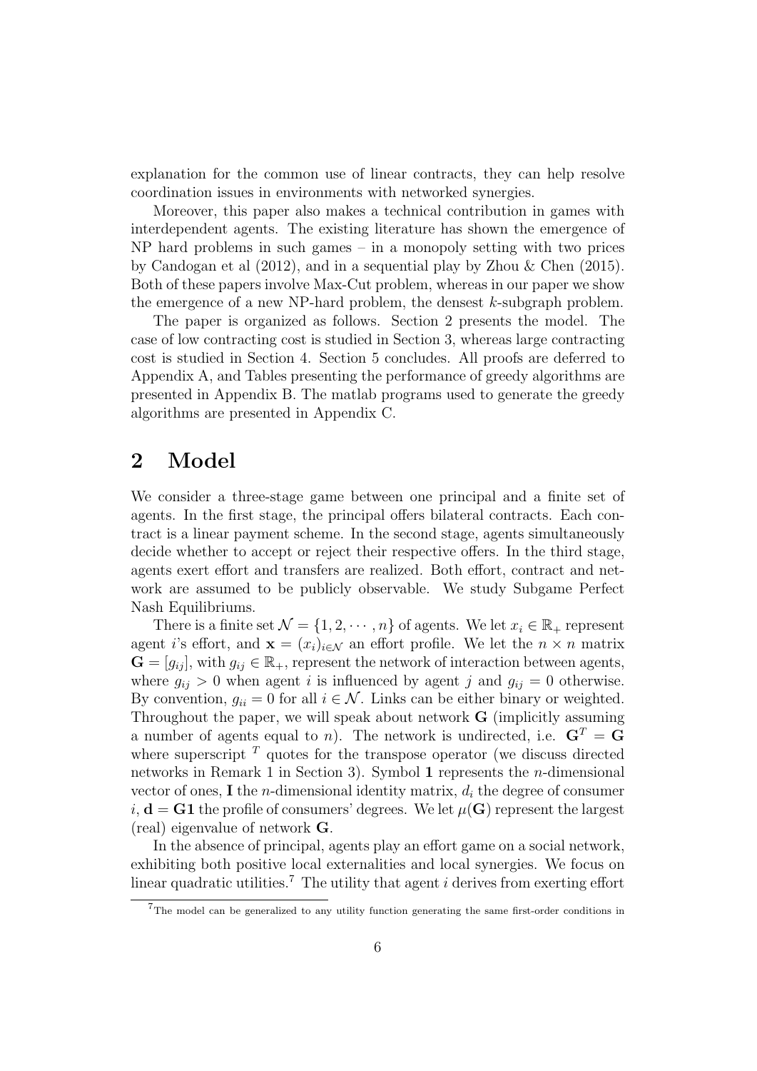explanation for the common use of linear contracts, they can help resolve coordination issues in environments with networked synergies.

Moreover, this paper also makes a technical contribution in games with interdependent agents. The existing literature has shown the emergence of NP hard problems in such games – in a monopoly setting with two prices by Candogan et al (2012), and in a sequential play by Zhou & Chen (2015). Both of these papers involve Max-Cut problem, whereas in our paper we show the emergence of a new NP-hard problem, the densest $k$-subgraph problem.

The paper is organized as follows. Section 2 presents the model. The case of low contracting cost is studied in Section 3, whereas large contracting cost is studied in Section 4. Section 5 concludes. All proofs are deferred to Appendix A, and Tables presenting the performance of greedy algorithms are presented in Appendix B. The matlab programs used to generate the greedy algorithms are presented in Appendix C.

## 2 Model

We consider a three-stage game between one principal and a finite set of agents. In the first stage, the principal offers bilateral contracts. Each contract is a linear payment scheme. In the second stage, agents simultaneously decide whether to accept or reject their respective offers. In the third stage, agents exert effort and transfers are realized. Both effort, contract and network are assumed to be publicly observable. We study Subgame Perfect Nash Equilibriums.

There is a finite set $\mathcal{N} = \{1, 2, \cdots, n\}$ of agents. We let $x_i \in \mathbb{R}_+$ represent agent $i$'s effort, and $\mathbf{x} = (x_i)_{i\in\mathcal{N}}$ an effort profile. We let the $n \times n$ matrix $\mathbf{G} = [g_{ij}]$, with $g_{ij} \in \mathbb{R}_+$, represent the network of interaction between agents, where $g_{ij} > 0$ when agent $i$ is influenced by agent $j$ and $g_{ij} = 0$ otherwise. By convention, $g_{ii} = 0$ for all $i \in \mathcal{N}$. Links can be either binary or weighted. Throughout the paper, we will speak about network $\mathbf{G}$ (implicitly assuming a number of agents equal to $n$). The network is undirected, i.e. $\mathbf{G}^T = \mathbf{G}$ where superscript $^T$ quotes for the transpose operator (we discuss directed networks in Remark 1 in Section 3). Symbol $\mathbf{1}$ represents the $n$-dimensional vector of ones, $\mathbf{I}$ the $n$-dimensional identity matrix, $d_i$ the degree of consumer $i$, $\mathbf{d} = \mathbf{G}\mathbf{1}$ the profile of consumers' degrees. We let $\mu(\mathbf{G})$ represent the largest (real) eigenvalue of network $\mathbf{G}$.

In the absence of principal, agents play an effort game on a social network, exhibiting both positive local externalities and local synergies. We focus on linear quadratic utilities.[7] The utility that agent $i$ derives from exerting effort

[7] The model can be generalized to any utility function generating the same first-order conditions in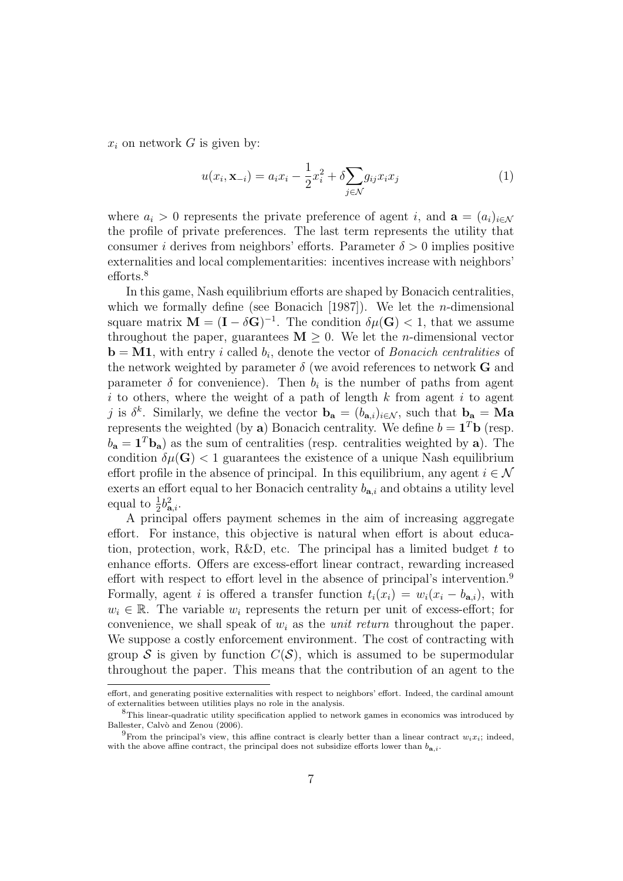$x_i$ on network $G$ is given by:

$$u(x_i, \mathbf{x}_{-i}) = a_i x_i - \frac{1}{2}x_i^2 + \delta \sum_{j \in \mathcal{N}} g_{ij} x_i x_j \tag{1}$$

where $a_i > 0$ represents the private preference of agent $i$, and $\mathbf{a} = (a_i)_{i \in \mathcal{N}}$ the profile of private preferences. The last term represents the utility that consumer $i$ derives from neighbors' efforts. Parameter $\delta > 0$ implies positive externalities and local complementarities: incentives increase with neighbors' efforts.[8]

In this game, Nash equilibrium efforts are shaped by Bonacich centralities, which we formally define (see Bonacich [1987]). We let the $n$-dimensional square matrix $\mathbf{M} = (\mathbf{I} - \delta \mathbf{G})^{-1}$. The condition $\delta \mu(\mathbf{G}) < 1$, that we assume throughout the paper, guarantees $\mathbf{M} \geq 0$. We let the $n$-dimensional vector $\mathbf{b} = \mathbf{M}\mathbf{1}$, with entry $i$ called $b_i$, denote the vector of *Bonacich centralities* of the network weighted by parameter $\delta$ (we avoid references to network $\mathbf{G}$ and parameter $\delta$ for convenience). Then $b_i$ is the number of paths from agent $i$ to others, where the weight of a path of length $k$ from agent $i$ to agent $j$ is $\delta^k$. Similarly, we define the vector $\mathbf{b_a} = (b_{\mathbf{a},i})_{i \in \mathcal{N}}$, such that $\mathbf{b_a} = \mathbf{M}\mathbf{a}$ represents the weighted (by $\mathbf{a}$) Bonacich centrality. We define $b = \mathbf{1}^T \mathbf{b}$ (resp. $b_{\mathbf{a}} = \mathbf{1}^T \mathbf{b_a}$) as the sum of centralities (resp. centralities weighted by $\mathbf{a}$). The condition $\delta \mu(\mathbf{G}) < 1$ guarantees the existence of a unique Nash equilibrium effort profile in the absence of principal. In this equilibrium, any agent $i \in \mathcal{N}$ exerts an effort equal to her Bonacich centrality $b_{\mathbf{a},i}$ and obtains a utility level equal to $\frac{1}{2}b_{\mathbf{a},i}^2$.

A principal offers payment schemes in the aim of increasing aggregate effort. For instance, this objective is natural when effort is about education, protection, work, R&D, etc. The principal has a limited budget $t$ to enhance efforts. Offers are excess-effort linear contract, rewarding increased effort with respect to effort level in the absence of principal's intervention.[9] Formally, agent $i$ is offered a transfer function $t_i(x_i) = w_i(x_i - b_{\mathbf{a},i})$, with $w_i \in \mathbb{R}$. The variable $w_i$ represents the return per unit of excess-effort; for convenience, we shall speak of $w_i$ as the *unit return* throughout the paper. We suppose a costly enforcement environment. The cost of contracting with group $\mathcal{S}$ is given by function $C(\mathcal{S})$, which is assumed to be supermodular throughout the paper. This means that the contribution of an agent to the

---

effort, and generating positive externalities with respect to neighbors' effort. Indeed, the cardinal amount of externalities between utilities plays no role in the analysis.

[8] This linear-quadratic utility specification applied to network games in economics was introduced by Ballester, Calvò and Zenou (2006).

[9] From the principal's view, this affine contract is clearly better than a linear contract $w_i x_i$; indeed, with the above affine contract, the principal does not subsidize efforts lower than $b_{\mathbf{a},i}$.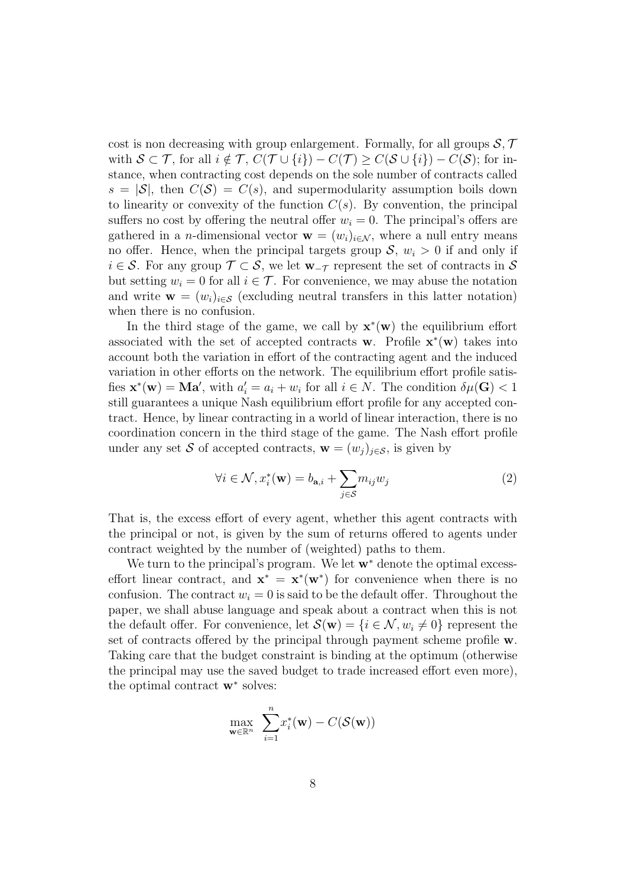cost is non decreasing with group enlargement. Formally, for all groups $\mathcal{S}, \mathcal{T}$ with $\mathcal{S} \subset \mathcal{T}$, for all $i \notin \mathcal{T}$, $C(\mathcal{T} \cup \{i\}) - C(\mathcal{T}) \geq C(\mathcal{S} \cup \{i\}) - C(\mathcal{S})$; for instance, when contracting cost depends on the sole number of contracts called $s = |\mathcal{S}|$, then $C(\mathcal{S}) = C(s)$, and supermodularity assumption boils down to linearity or convexity of the function $C(s)$. By convention, the principal suffers no cost by offering the neutral offer $w_i = 0$. The principal's offers are gathered in a $n$-dimensional vector $\mathbf{w} = (w_i)_{i \in \mathcal{N}}$, where a null entry means no offer. Hence, when the principal targets group $\mathcal{S}$, $w_i > 0$ if and only if $i \in \mathcal{S}$. For any group $\mathcal{T} \subset \mathcal{S}$, we let $\mathbf{w}_{-\mathcal{T}}$ represent the set of contracts in $\mathcal{S}$ but setting $w_i = 0$ for all $i \in \mathcal{T}$. For convenience, we may abuse the notation and write $\mathbf{w} = (w_i)_{i \in \mathcal{S}}$ (excluding neutral transfers in this latter notation) when there is no confusion.

In the third stage of the game, we call by $\mathbf{x}^*(\mathbf{w})$ the equilibrium effort associated with the set of accepted contracts $\mathbf{w}$. Profile $\mathbf{x}^*(\mathbf{w})$ takes into account both the variation in effort of the contracting agent and the induced variation in other efforts on the network. The equilibrium effort profile satisfies $\mathbf{x}^*(\mathbf{w}) = \mathbf{M}\mathbf{a}'$, with $a'_i = a_i + w_i$ for all $i \in N$. The condition $\delta\mu(\mathbf{G}) < 1$ still guarantees a unique Nash equilibrium effort profile for any accepted contract. Hence, by linear contracting in a world of linear interaction, there is no coordination concern in the third stage of the game. The Nash effort profile under any set $\mathcal{S}$ of accepted contracts, $\mathbf{w} = (w_j)_{j \in \mathcal{S}}$, is given by

$$\forall i \in \mathcal{N}, x_i^*(\mathbf{w}) = b_{\mathbf{a},i} + \sum_{j \in \mathcal{S}} m_{ij} w_j \tag{2}$$

That is, the excess effort of every agent, whether this agent contracts with the principal or not, is given by the sum of returns offered to agents under contract weighted by the number of (weighted) paths to them.

We turn to the principal's program. We let $\mathbf{w}^*$ denote the optimal excess-effort linear contract, and $\mathbf{x}^* = \mathbf{x}^*(\mathbf{w}^*)$ for convenience when there is no confusion. The contract $w_i = 0$ is said to be the default offer. Throughout the paper, we shall abuse language and speak about a contract when this is not the default offer. For convenience, let $\mathcal{S}(\mathbf{w}) = \{i \in \mathcal{N}, w_i \neq 0\}$ represent the set of contracts offered by the principal through payment scheme profile $\mathbf{w}$. Taking care that the budget constraint is binding at the optimum (otherwise the principal may use the saved budget to trade increased effort even more), the optimal contract $\mathbf{w}^*$ solves:

$$\max_{\mathbf{w} \in \mathbb{R}^n} \; \sum_{i=1}^{n} x_i^*(\mathbf{w}) - C(\mathcal{S}(\mathbf{w}))$$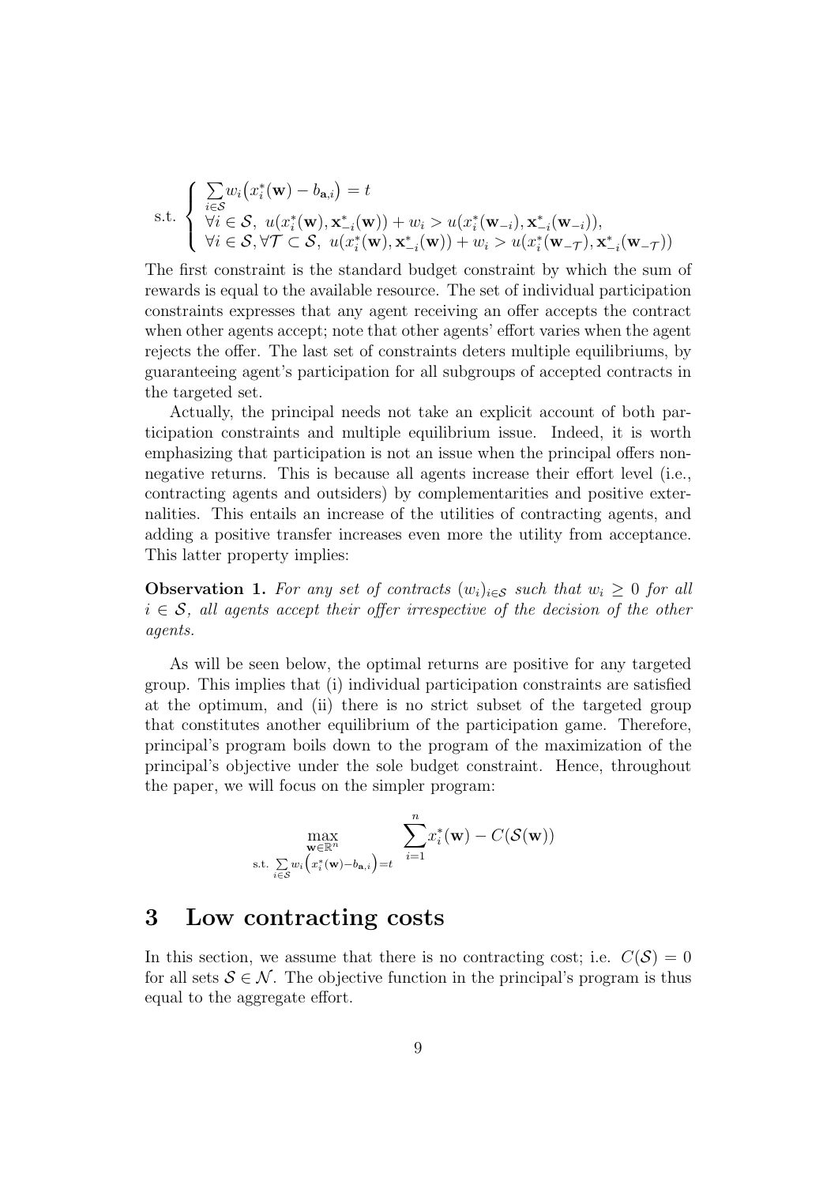$$
\text{s.t.} \begin{cases} \sum_{i \in \mathcal{S}} w_i \big( x_i^*(\mathbf{w}) - b_{\mathbf{a},i} \big) = t \\ \forall i \in \mathcal{S},\ u(x_i^*(\mathbf{w}), \mathbf{x}_{-i}^*(\mathbf{w})) + w_i > u(x_i^*(\mathbf{w}_{-i}), \mathbf{x}_{-i}^*(\mathbf{w}_{-i})), \\ \forall i \in \mathcal{S}, \forall \mathcal{T} \subset \mathcal{S},\ u(x_i^*(\mathbf{w}), \mathbf{x}_{-i}^*(\mathbf{w})) + w_i > u(x_i^*(\mathbf{w}_{-\mathcal{T}}), \mathbf{x}_{-i}^*(\mathbf{w}_{-\mathcal{T}})) \end{cases}
$$

The first constraint is the standard budget constraint by which the sum of rewards is equal to the available resource. The set of individual participation constraints expresses that any agent receiving an offer accepts the contract when other agents accept; note that other agents' effort varies when the agent rejects the offer. The last set of constraints deters multiple equilibriums, by guaranteeing agent's participation for all subgroups of accepted contracts in the targeted set.

Actually, the principal needs not take an explicit account of both participation constraints and multiple equilibrium issue. Indeed, it is worth emphasizing that participation is not an issue when the principal offers non-negative returns. This is because all agents increase their effort level (i.e., contracting agents and outsiders) by complementarities and positive externalities. This entails an increase of the utilities of contracting agents, and adding a positive transfer increases even more the utility from acceptance. This latter property implies:

**Observation 1.** *For any set of contracts $(w_i)_{i \in \mathcal{S}}$ such that $w_i \geq 0$ for all $i \in \mathcal{S}$, all agents accept their offer irrespective of the decision of the other agents.*

As will be seen below, the optimal returns are positive for any targeted group. This implies that (i) individual participation constraints are satisfied at the optimum, and (ii) there is no strict subset of the targeted group that constitutes another equilibrium of the participation game. Therefore, principal's program boils down to the program of the maximization of the principal's objective under the sole budget constraint. Hence, throughout the paper, we will focus on the simpler program:

$$
\max_{\substack{\mathbf{w} \in \mathbb{R}^n \\ \text{s.t. } \sum_{i \in \mathcal{S}} w_i \left( x_i^*(\mathbf{w}) - b_{\mathbf{a},i} \right) = t}} \sum_{i=1}^{n} x_i^*(\mathbf{w}) - C(\mathcal{S}(\mathbf{w}))
$$

# 3 Low contracting costs

In this section, we assume that there is no contracting cost; i.e. $C(\mathcal{S}) = 0$ for all sets $\mathcal{S} \in \mathcal{N}$. The objective function in the principal's program is thus equal to the aggregate effort.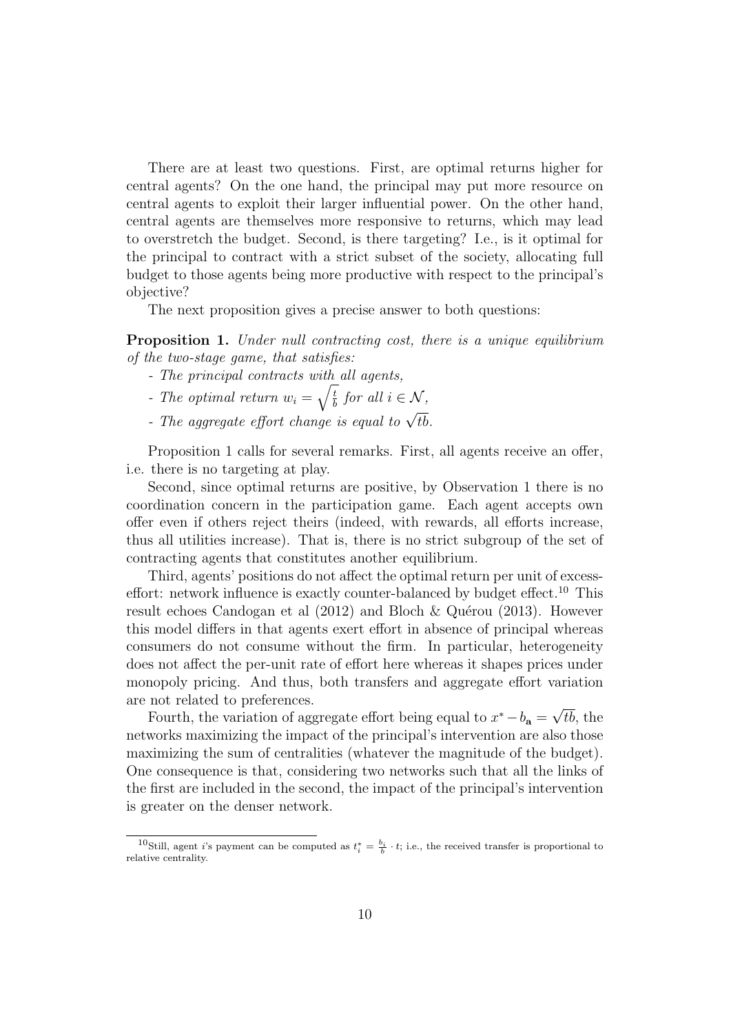There are at least two questions. First, are optimal returns higher for central agents? On the one hand, the principal may put more resource on central agents to exploit their larger influential power. On the other hand, central agents are themselves more responsive to returns, which may lead to overstretch the budget. Second, is there targeting? I.e., is it optimal for the principal to contract with a strict subset of the society, allocating full budget to those agents being more productive with respect to the principal's objective?

The next proposition gives a precise answer to both questions:

**Proposition 1.** *Under null contracting cost, there is a unique equilibrium of the two-stage game, that satisfies:*

- *The principal contracts with all agents,*
- *The optimal return $w_i = \sqrt{\frac{t}{b}}$ for all $i \in \mathcal{N}$,*
- *The aggregate effort change is equal to $\sqrt{tb}$.*

Proposition 1 calls for several remarks. First, all agents receive an offer, i.e. there is no targeting at play.

Second, since optimal returns are positive, by Observation 1 there is no coordination concern in the participation game. Each agent accepts own offer even if others reject theirs (indeed, with rewards, all efforts increase, thus all utilities increase). That is, there is no strict subgroup of the set of contracting agents that constitutes another equilibrium.

Third, agents' positions do not affect the optimal return per unit of excess-effort: network influence is exactly counter-balanced by budget effect.[10] This result echoes Candogan et al (2012) and Bloch & Quérou (2013). However this model differs in that agents exert effort in absence of principal whereas consumers do not consume without the firm. In particular, heterogeneity does not affect the per-unit rate of effort here whereas it shapes prices under monopoly pricing. And thus, both transfers and aggregate effort variation are not related to preferences.

Fourth, the variation of aggregate effort being equal to $x^* - b_{\mathbf{a}} = \sqrt{tb}$, the networks maximizing the impact of the principal's intervention are also those maximizing the sum of centralities (whatever the magnitude of the budget). One consequence is that, considering two networks such that all the links of the first are included in the second, the impact of the principal's intervention is greater on the denser network.

[10] Still, agent $i$'s payment can be computed as $t_i^* = \frac{b_i}{b} \cdot t$; i.e., the received transfer is proportional to relative centrality.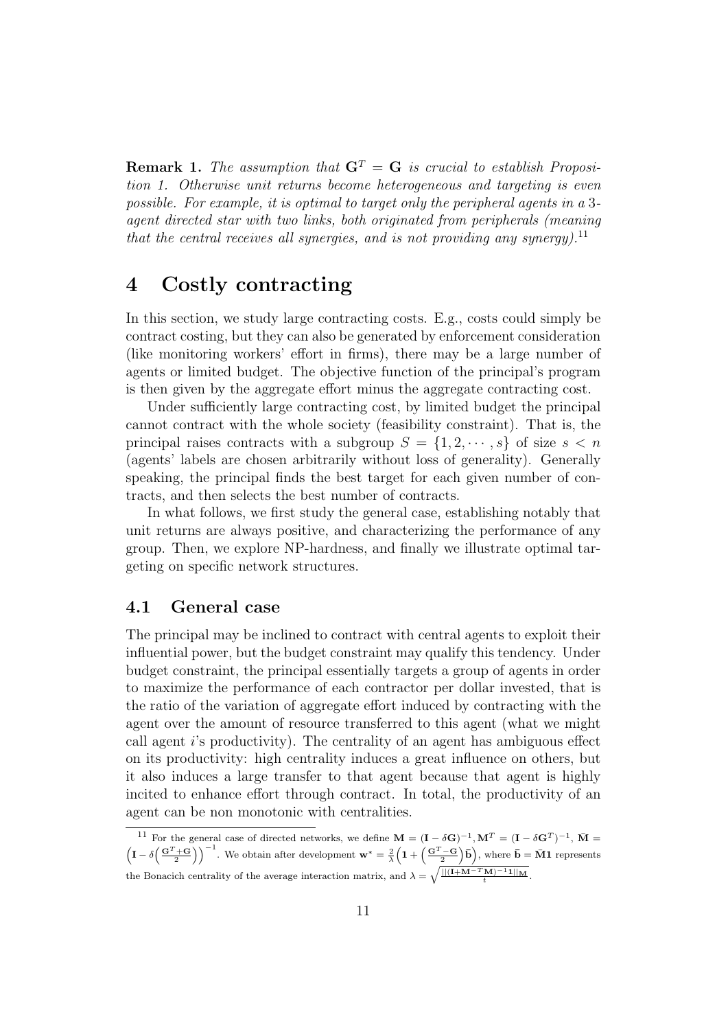**Remark 1.** *The assumption that $\mathbf{G}^T = \mathbf{G}$ is crucial to establish Proposition 1. Otherwise unit returns become heterogeneous and targeting is even possible. For example, it is optimal to target only the peripheral agents in a 3-agent directed star with two links, both originated from peripherals (meaning that the central receives all synergies, and is not providing any synergy).*[11]

# 4 Costly contracting

In this section, we study large contracting costs. E.g., costs could simply be contract costing, but they can also be generated by enforcement consideration (like monitoring workers' effort in firms), there may be a large number of agents or limited budget. The objective function of the principal's program is then given by the aggregate effort minus the aggregate contracting cost.

Under sufficiently large contracting cost, by limited budget the principal cannot contract with the whole society (feasibility constraint). That is, the principal raises contracts with a subgroup $S = \{1, 2, \cdots, s\}$ of size $s < n$ (agents' labels are chosen arbitrarily without loss of generality). Generally speaking, the principal finds the best target for each given number of contracts, and then selects the best number of contracts.

In what follows, we first study the general case, establishing notably that unit returns are always positive, and characterizing the performance of any group. Then, we explore NP-hardness, and finally we illustrate optimal targeting on specific network structures.

## 4.1 General case

The principal may be inclined to contract with central agents to exploit their influential power, but the budget constraint may qualify this tendency. Under budget constraint, the principal essentially targets a group of agents in order to maximize the performance of each contractor per dollar invested, that is the ratio of the variation of aggregate effort induced by contracting with the agent over the amount of resource transferred to this agent (what we might call agent $i$'s productivity). The centrality of an agent has ambiguous effect on its productivity: high centrality induces a great influence on others, but it also induces a large transfer to that agent because that agent is highly incited to enhance effort through contract. In total, the productivity of an agent can be non monotonic with centralities.

[11] For the general case of directed networks, we define $\mathbf{M} = (\mathbf{I} - \delta\mathbf{G})^{-1}, \mathbf{M}^T = (\mathbf{I} - \delta\mathbf{G}^T)^{-1}, \bar{\mathbf{M}} = \left(\mathbf{I} - \delta\left(\frac{\mathbf{G}^T+\mathbf{G}}{2}\right)\right)^{-1}$. We obtain after development $\mathbf{w}^* = \frac{2}{\lambda}\left(\mathbf{1} + \left(\frac{\mathbf{G}^T-\mathbf{G}}{2}\right)\bar{\mathbf{b}}\right)$, where $\bar{\mathbf{b}} = \bar{\mathbf{M}}\mathbf{1}$ represents the Bonacich centrality of the average interaction matrix, and $\lambda = \sqrt{\frac{||(\mathbf{I}+\mathbf{M}^{-T}\mathbf{M})^{-1}\mathbf{1}||_{\bar{\mathbf{M}}}}{t}}$.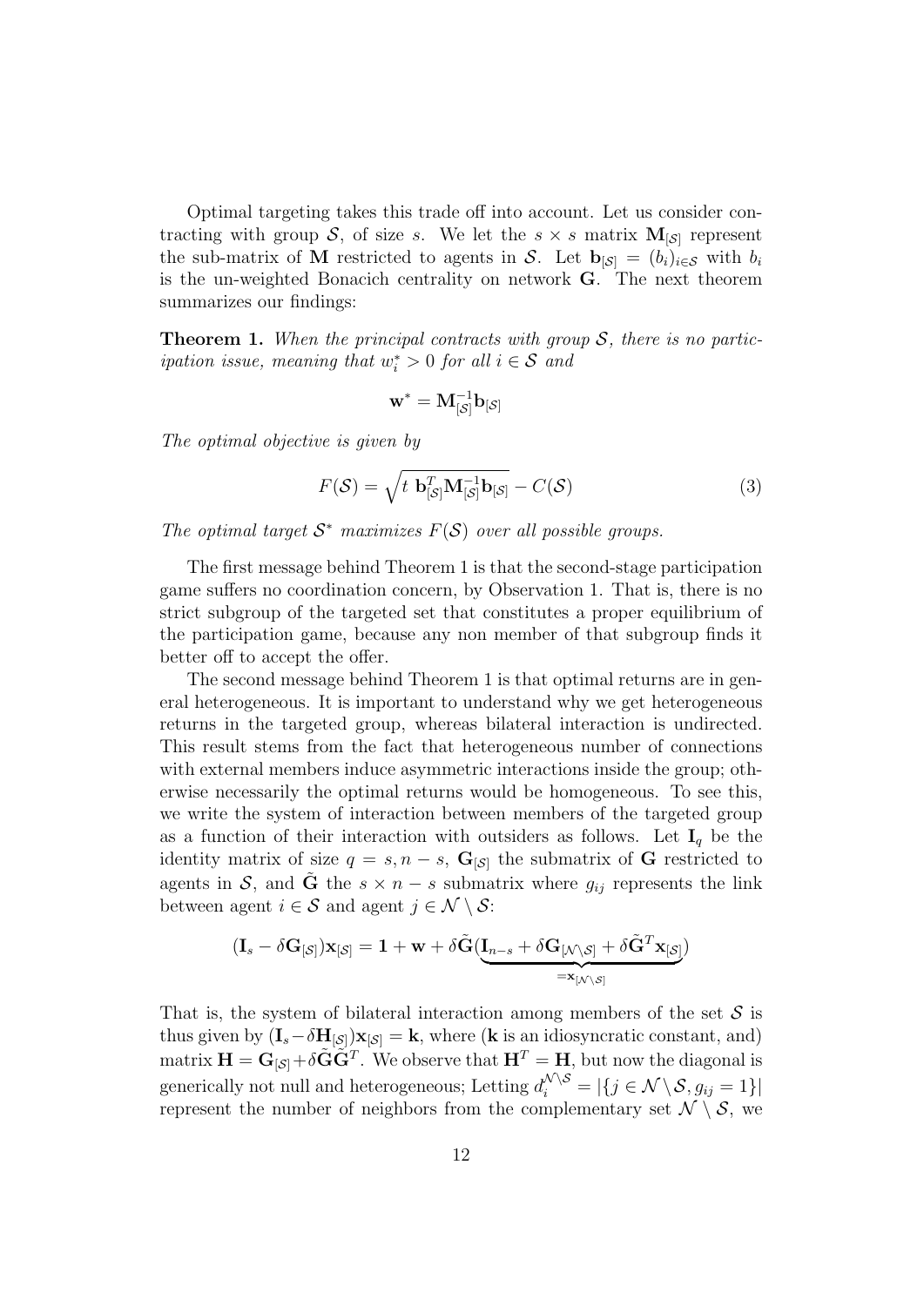Optimal targeting takes this trade off into account. Let us consider contracting with group $\mathcal{S}$, of size $s$. We let the $s \times s$ matrix $\mathbf{M}_{[\mathcal{S}]}$ represent the sub-matrix of $\mathbf{M}$ restricted to agents in $\mathcal{S}$. Let $\mathbf{b}_{[\mathcal{S}]} = (b_i)_{i \in \mathcal{S}}$ with $b_i$ is the un-weighted Bonacich centrality on network $\mathbf{G}$. The next theorem summarizes our findings:

**Theorem 1.** *When the principal contracts with group $\mathcal{S}$, there is no participation issue, meaning that $w_i^* > 0$ for all $i \in \mathcal{S}$ and*

$$\mathbf{w}^* = \mathbf{M}_{[\mathcal{S}]}^{-1} \mathbf{b}_{[\mathcal{S}]}$$

*The optimal objective is given by*

$$F(\mathcal{S}) = \sqrt{t\ \mathbf{b}_{[\mathcal{S}]}^T \mathbf{M}_{[\mathcal{S}]}^{-1} \mathbf{b}_{[\mathcal{S}]}} - C(\mathcal{S}) \tag{3}$$

*The optimal target $\mathcal{S}^*$ maximizes $F(\mathcal{S})$ over all possible groups.*

The first message behind Theorem 1 is that the second-stage participation game suffers no coordination concern, by Observation 1. That is, there is no strict subgroup of the targeted set that constitutes a proper equilibrium of the participation game, because any non member of that subgroup finds it better off to accept the offer.

The second message behind Theorem 1 is that optimal returns are in general heterogeneous. It is important to understand why we get heterogeneous returns in the targeted group, whereas bilateral interaction is undirected. This result stems from the fact that heterogeneous number of connections with external members induce asymmetric interactions inside the group; otherwise necessarily the optimal returns would be homogeneous. To see this, we write the system of interaction between members of the targeted group as a function of their interaction with outsiders as follows. Let $\mathbf{I}_q$ be the identity matrix of size $q = s, n-s$, $\mathbf{G}_{[\mathcal{S}]}$ the submatrix of $\mathbf{G}$ restricted to agents in $\mathcal{S}$, and $\tilde{\mathbf{G}}$ the $s \times n-s$ submatrix where $g_{ij}$ represents the link between agent $i \in \mathcal{S}$ and agent $j \in \mathcal{N} \setminus \mathcal{S}$:

$$(\mathbf{I}_s - \delta \mathbf{G}_{[\mathcal{S}]})\mathbf{x}_{[\mathcal{S}]} = \mathbf{1} + \mathbf{w} + \delta \tilde{\mathbf{G}} (\underbrace{\mathbf{I}_{n-s} + \delta \mathbf{G}_{[\mathcal{N} \setminus \mathcal{S}]} + \delta \tilde{\mathbf{G}}^T \mathbf{x}_{[\mathcal{S}]}}_{= \mathbf{x}_{[\mathcal{N} \setminus \mathcal{S}]}})$$

That is, the system of bilateral interaction among members of the set $\mathcal{S}$ is thus given by $(\mathbf{I}_s - \delta \mathbf{H}_{[\mathcal{S}]})\mathbf{x}_{[\mathcal{S}]} = \mathbf{k}$, where ($\mathbf{k}$ is an idiosyncratic constant, and) matrix $\mathbf{H} = \mathbf{G}_{[\mathcal{S}]} + \delta \tilde{\mathbf{G}} \tilde{\mathbf{G}}^T$. We observe that $\mathbf{H}^T = \mathbf{H}$, but now the diagonal is generically not null and heterogeneous; Letting $d_i^{\mathcal{N} \setminus \mathcal{S}} = |\{j \in \mathcal{N} \setminus \mathcal{S}, g_{ij} = 1\}|$ represent the number of neighbors from the complementary set $\mathcal{N} \setminus \mathcal{S}$, we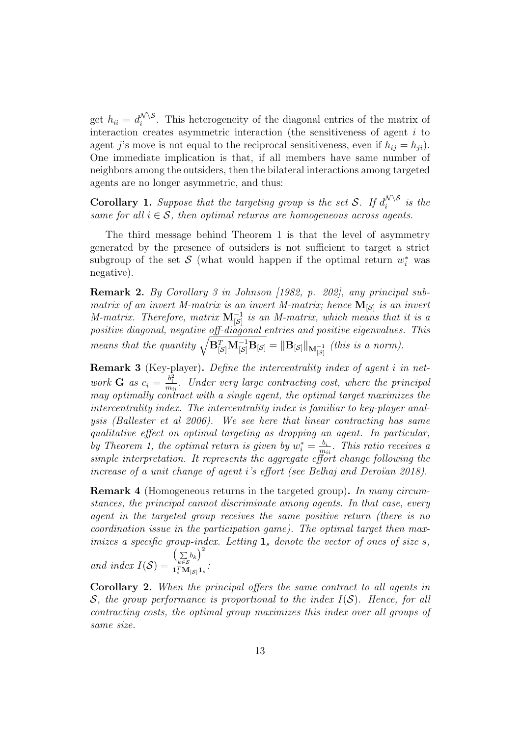get $h_{ii} = d_i^{\mathcal{N}\setminus\mathcal{S}}$. This heterogeneity of the diagonal entries of the matrix of interaction creates asymmetric interaction (the sensitiveness of agent $i$ to agent $j$'s move is not equal to the reciprocal sensitiveness, even if $h_{ij} = h_{ji}$). One immediate implication is that, if all members have same number of neighbors among the outsiders, then the bilateral interactions among targeted agents are no longer asymmetric, and thus:

**Corollary 1.** *Suppose that the targeting group is the set $\mathcal{S}$. If $d_i^{\mathcal{N}\setminus\mathcal{S}}$ is the same for all $i \in \mathcal{S}$, then optimal returns are homogeneous across agents.*

The third message behind Theorem 1 is that the level of asymmetry generated by the presence of outsiders is not sufficient to target a strict subgroup of the set $\mathcal{S}$ (what would happen if the optimal return $w_i^*$ was negative).

**Remark 2.** *By Corollary 3 in Johnson [1982, p. 202], any principal submatrix of an invert M-matrix is an invert M-matrix; hence $\mathbf{M}_{[\mathcal{S}]}$ is an invert M-matrix. Therefore, matrix $\mathbf{M}_{[\mathcal{S}]}^{-1}$ is an M-matrix, which means that it is a positive diagonal, negative off-diagonal entries and positive eigenvalues. This means that the quantity $\sqrt{\mathbf{B}_{[\mathcal{S}]}^T \mathbf{M}_{[\mathcal{S}]}^{-1} \mathbf{B}_{[\mathcal{S}]}} = \|\mathbf{B}_{[\mathcal{S}]}\|_{\mathbf{M}_{[\mathcal{S}]}^{-1}}$ (this is a norm).*

**Remark 3** (Key-player)**.** *Define the intercentrality index of agent $i$ in network $\mathbf{G}$ as $c_i = \frac{b_i^2}{m_{ii}}$. Under very large contracting cost, where the principal may optimally contract with a single agent, the optimal target maximizes the intercentrality index. The intercentrality index is familiar to key-player analysis (Ballester et al 2006). We see here that linear contracting has same qualitative effect on optimal targeting as dropping an agent. In particular, by Theorem 1, the optimal return is given by $w_i^* = \frac{b_i}{m_{ii}}$. This ratio receives a simple interpretation. It represents the aggregate effort change following the increase of a unit change of agent $i$'s effort (see Belhaj and Deroïan 2018).*

**Remark 4** (Homogeneous returns in the targeted group)**.** *In many circumstances, the principal cannot discriminate among agents. In that case, every agent in the targeted group receives the same positive return (there is no coordination issue in the participation game). The optimal target then maximizes a specific group-index. Letting $\mathbf{1}_s$ denote the vector of ones of size $s$, and index $I(\mathcal{S}) = \frac{\left(\sum_{k\in\mathcal{S}} b_k\right)^2}{\mathbf{1}_s^T \mathbf{M}_{[\mathcal{S}]} \mathbf{1}_s}$:*

**Corollary 2.** *When the principal offers the same contract to all agents in $\mathcal{S}$, the group performance is proportional to the index $I(\mathcal{S})$. Hence, for all contracting costs, the optimal group maximizes this index over all groups of same size.*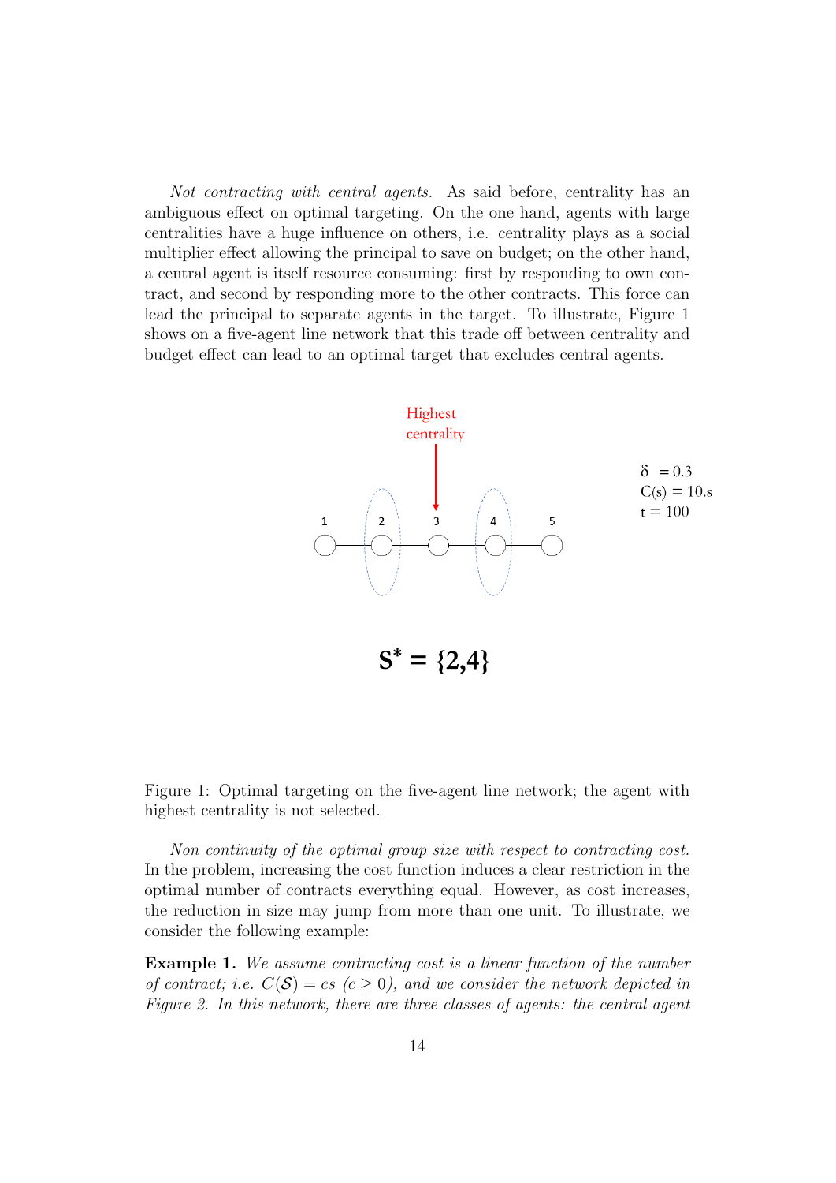*Not contracting with central agents.* As said before, centrality has an ambiguous effect on optimal targeting. On the one hand, agents with large centralities have a huge influence on others, i.e. centrality plays as a social multiplier effect allowing the principal to save on budget; on the other hand, a central agent is itself resource consuming: first by responding to own contract, and second by responding more to the other contracts. This force can lead the principal to separate agents in the target. To illustrate, Figure 1 shows on a five-agent line network that this trade off between centrality and budget effect can lead to an optimal target that excludes central agents.

Highest centrality

$\delta = 0.3$
$C(s) = 10.s$
$t = 100$

1 2 3 4 5

$\mathbf{S^* = \{2,4\}}$

Figure 1: Optimal targeting on the five-agent line network; the agent with highest centrality is not selected.

*Non continuity of the optimal group size with respect to contracting cost.* In the problem, increasing the cost function induces a clear restriction in the optimal number of contracts everything equal. However, as cost increases, the reduction in size may jump from more than one unit. To illustrate, we consider the following example:

**Example 1.** *We assume contracting cost is a linear function of the number of contract; i.e.* $C(\mathcal{S}) = cs$ $(c \geq 0)$*, and we consider the network depicted in Figure 2. In this network, there are three classes of agents: the central agent*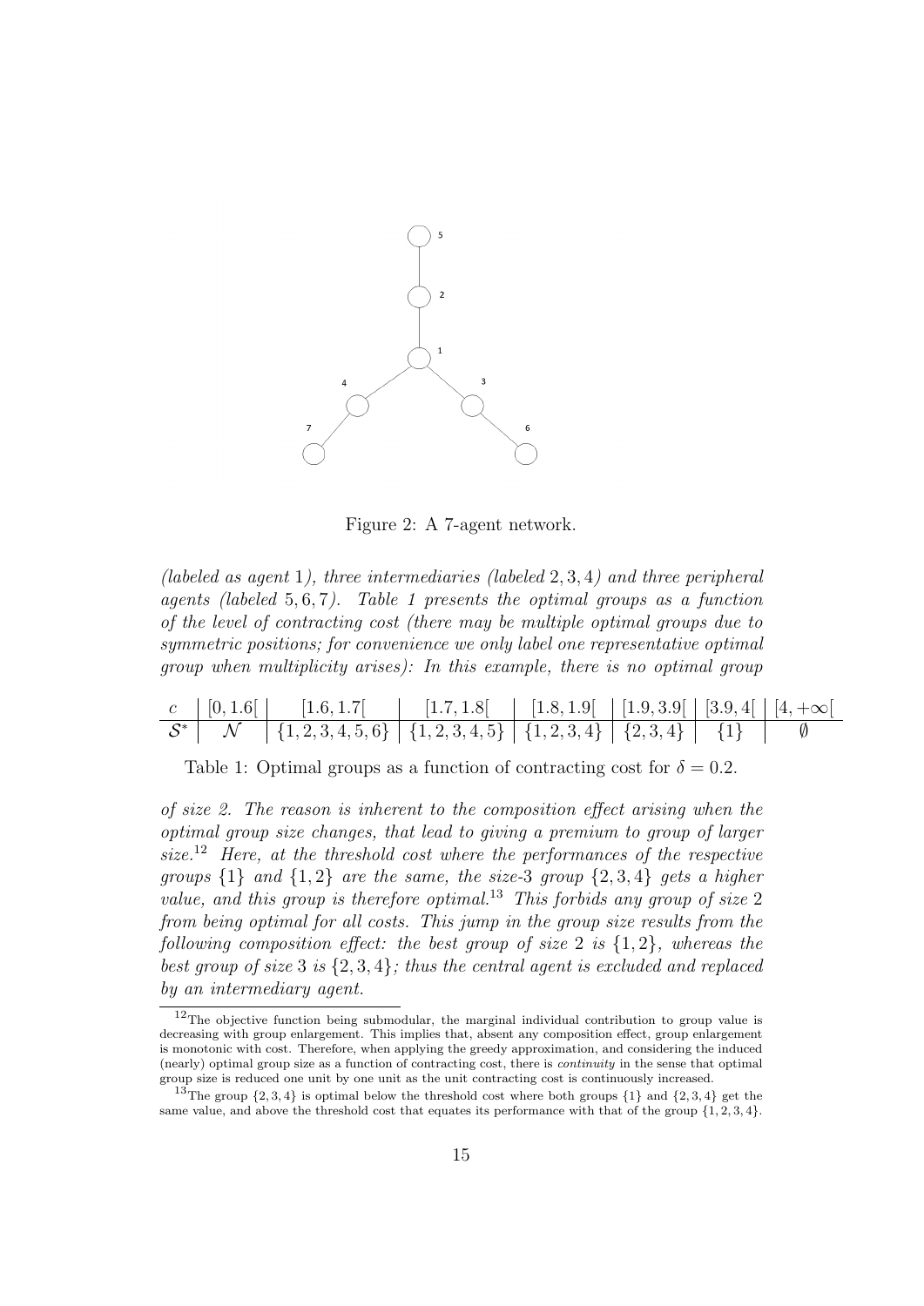Figure 2: A 7-agent network.

*(labeled as agent 1), three intermediaries (labeled 2, 3, 4) and three peripheral agents (labeled 5, 6, 7). Table 1 presents the optimal groups as a function of the level of contracting cost (there may be multiple optimal groups due to symmetric positions; for convenience we only label one representative optimal group when multiplicity arises): In this example, there is no optimal group*

| $c$ | $[0, 1.6[$ | $[1.6, 1.7[$ | $[1.7, 1.8[$ | $[1.8, 1.9[$ | $[1.9, 3.9[$ | $[3.9, 4[$ | $[4, +\infty[$ |
|---|---|---|---|---|---|---|---|
| $\mathcal{S}^*$ | $\mathcal{N}$ | $\{1, 2, 3, 4, 5, 6\}$ | $\{1, 2, 3, 4, 5\}$ | $\{1, 2, 3, 4\}$ | $\{2, 3, 4\}$ | $\{1\}$ | $\emptyset$ |

Table 1: Optimal groups as a function of contracting cost for $\delta = 0.2$.

*of size 2. The reason is inherent to the composition effect arising when the optimal group size changes, that lead to giving a premium to group of larger size.*[12] *Here, at the threshold cost where the performances of the respective groups $\{1\}$ and $\{1, 2\}$ are the same, the size-3 group $\{2, 3, 4\}$ gets a higher value, and this group is therefore optimal.*[13] *This forbids any group of size 2 from being optimal for all costs. This jump in the group size results from the following composition effect: the best group of size 2 is $\{1, 2\}$, whereas the best group of size 3 is $\{2, 3, 4\}$; thus the central agent is excluded and replaced by an intermediary agent.*

[12] The objective function being submodular, the marginal individual contribution to group value is decreasing with group enlargement. This implies that, absent any composition effect, group enlargement is monotonic with cost. Therefore, when applying the greedy approximation, and considering the induced (nearly) optimal group size as a function of contracting cost, there is *continuity* in the sense that optimal group size is reduced one unit by one unit as the unit contracting cost is continuously increased.

[13] The group $\{2, 3, 4\}$ is optimal below the threshold cost where both groups $\{1\}$ and $\{2, 3, 4\}$ get the same value, and above the threshold cost that equates its performance with that of the group $\{1, 2, 3, 4\}$.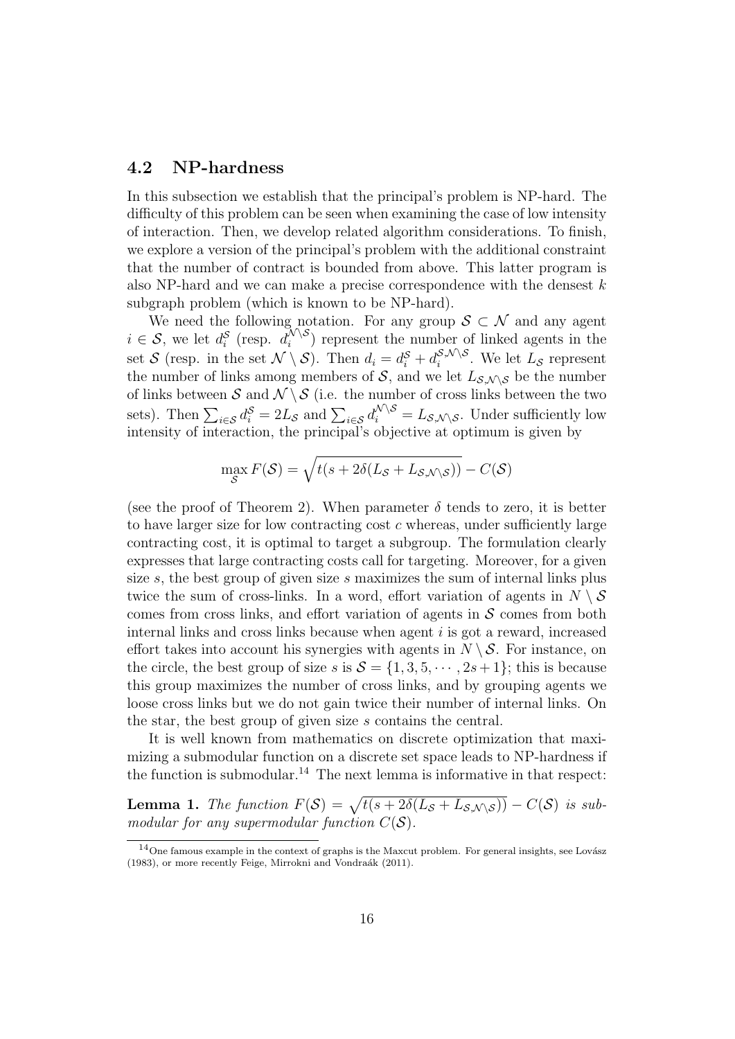## 4.2 NP-hardness

In this subsection we establish that the principal's problem is NP-hard. The difficulty of this problem can be seen when examining the case of low intensity of interaction. Then, we develop related algorithm considerations. To finish, we explore a version of the principal's problem with the additional constraint that the number of contract is bounded from above. This latter program is also NP-hard and we can make a precise correspondence with the densest $k$ subgraph problem (which is known to be NP-hard).

We need the following notation. For any group $\mathcal{S} \subset \mathcal{N}$ and any agent $i \in \mathcal{S}$, we let $d_i^{\mathcal{S}}$ (resp. $d_i^{\mathcal{N}\setminus\mathcal{S}}$) represent the number of linked agents in the set $\mathcal{S}$ (resp. in the set $\mathcal{N} \setminus \mathcal{S}$). Then $d_i = d_i^{\mathcal{S}} + d_i^{\mathcal{S},\mathcal{N}\setminus\mathcal{S}}$. We let $L_{\mathcal{S}}$ represent the number of links among members of $\mathcal{S}$, and we let $L_{\mathcal{S},\mathcal{N}\setminus\mathcal{S}}$ be the number of links between $\mathcal{S}$ and $\mathcal{N} \setminus \mathcal{S}$ (i.e. the number of cross links between the two sets). Then $\sum_{i\in\mathcal{S}} d_i^{\mathcal{S}} = 2L_{\mathcal{S}}$ and $\sum_{i\in\mathcal{S}} d_i^{\mathcal{N}\setminus\mathcal{S}} = L_{\mathcal{S},\mathcal{N}\setminus\mathcal{S}}$. Under sufficiently low intensity of interaction, the principal's objective at optimum is given by

$$\max_{\mathcal{S}} F(\mathcal{S}) = \sqrt{t(s + 2\delta(L_{\mathcal{S}} + L_{\mathcal{S},\mathcal{N}\setminus\mathcal{S}}))} - C(\mathcal{S})$$

(see the proof of Theorem 2). When parameter $\delta$ tends to zero, it is better to have larger size for low contracting cost $c$ whereas, under sufficiently large contracting cost, it is optimal to target a subgroup. The formulation clearly expresses that large contracting costs call for targeting. Moreover, for a given size $s$, the best group of given size $s$ maximizes the sum of internal links plus twice the sum of cross-links. In a word, effort variation of agents in $N \setminus \mathcal{S}$ comes from cross links, and effort variation of agents in $\mathcal{S}$ comes from both internal links and cross links because when agent $i$ is got a reward, increased effort takes into account his synergies with agents in $N \setminus \mathcal{S}$. For instance, on the circle, the best group of size $s$ is $\mathcal{S} = \{1, 3, 5, \cdots, 2s+1\}$; this is because this group maximizes the number of cross links, and by grouping agents we loose cross links but we do not gain twice their number of internal links. On the star, the best group of given size $s$ contains the central.

It is well known from mathematics on discrete optimization that maximizing a submodular function on a discrete set space leads to NP-hardness if the function is submodular.[14] The next lemma is informative in that respect:

**Lemma 1.** *The function* $F(\mathcal{S}) = \sqrt{t(s + 2\delta(L_{\mathcal{S}} + L_{\mathcal{S},\mathcal{N}\setminus\mathcal{S}}))} - C(\mathcal{S})$ *is submodular for any supermodular function* $C(\mathcal{S})$.

[14] One famous example in the context of graphs is the Maxcut problem. For general insights, see Lovász (1983), or more recently Feige, Mirrokni and Vondraák (2011).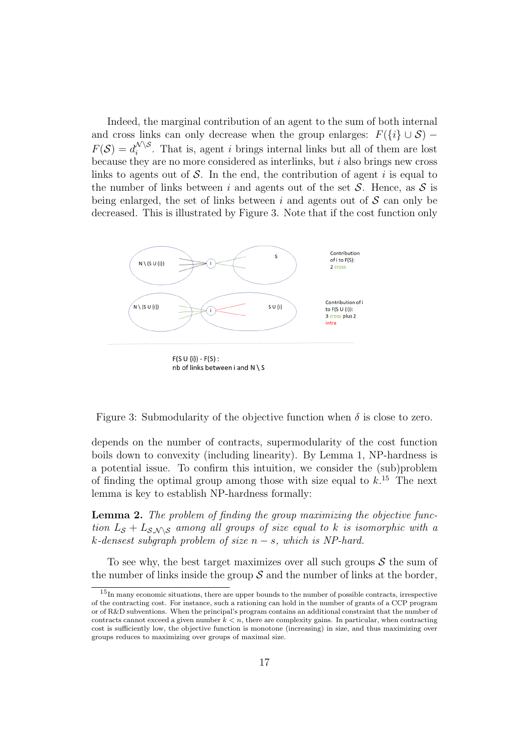Indeed, the marginal contribution of an agent to the sum of both internal and cross links can only decrease when the group enlarges: $F(\{i\} \cup \mathcal{S}) - F(\mathcal{S}) = d_i^{\mathcal{N} \setminus \mathcal{S}}$. That is, agent $i$ brings internal links but all of them are lost because they are no more considered as interlinks, but $i$ also brings new cross links to agents out of $\mathcal{S}$. In the end, the contribution of agent $i$ is equal to the number of links between $i$ and agents out of the set $\mathcal{S}$. Hence, as $\mathcal{S}$ is being enlarged, the set of links between $i$ and agents out of $\mathcal{S}$ can only be decreased. This is illustrated by Figure 3. Note that if the cost function only

N \ (S U {i})

S

Contribution of i to F(S): 2 cross

N \ (S U {i})

S U {i}

Contribution of i to F(S U {i}): 3 cross plus 2 intra

F(S U {i}) - F(S) : nb of links between i and N \ S

Figure 3: Submodularity of the objective function when $\delta$ is close to zero.

depends on the number of contracts, supermodularity of the cost function boils down to convexity (including linearity). By Lemma 1, NP-hardness is a potential issue. To confirm this intuition, we consider the (sub)problem of finding the optimal group among those with size equal to $k$.[15] The next lemma is key to establish NP-hardness formally:

**Lemma 2.** *The problem of finding the group maximizing the objective function $L_{\mathcal{S}} + L_{\mathcal{S},\mathcal{N} \setminus \mathcal{S}}$ among all groups of size equal to $k$ is isomorphic with a $k$-densest subgraph problem of size $n - s$, which is NP-hard.*

To see why, the best target maximizes over all such groups $\mathcal{S}$ the sum of the number of links inside the group $\mathcal{S}$ and the number of links at the border,

[15] In many economic situations, there are upper bounds to the number of possible contracts, irrespective of the contracting cost. For instance, such a rationing can hold in the number of grants of a CCP program or of R&D subventions. When the principal's program contains an additional constraint that the number of contracts cannot exceed a given number $k < n$, there are complexity gains. In particular, when contracting cost is sufficiently low, the objective function is monotone (increasing) in size, and thus maximizing over groups reduces to maximizing over groups of maximal size.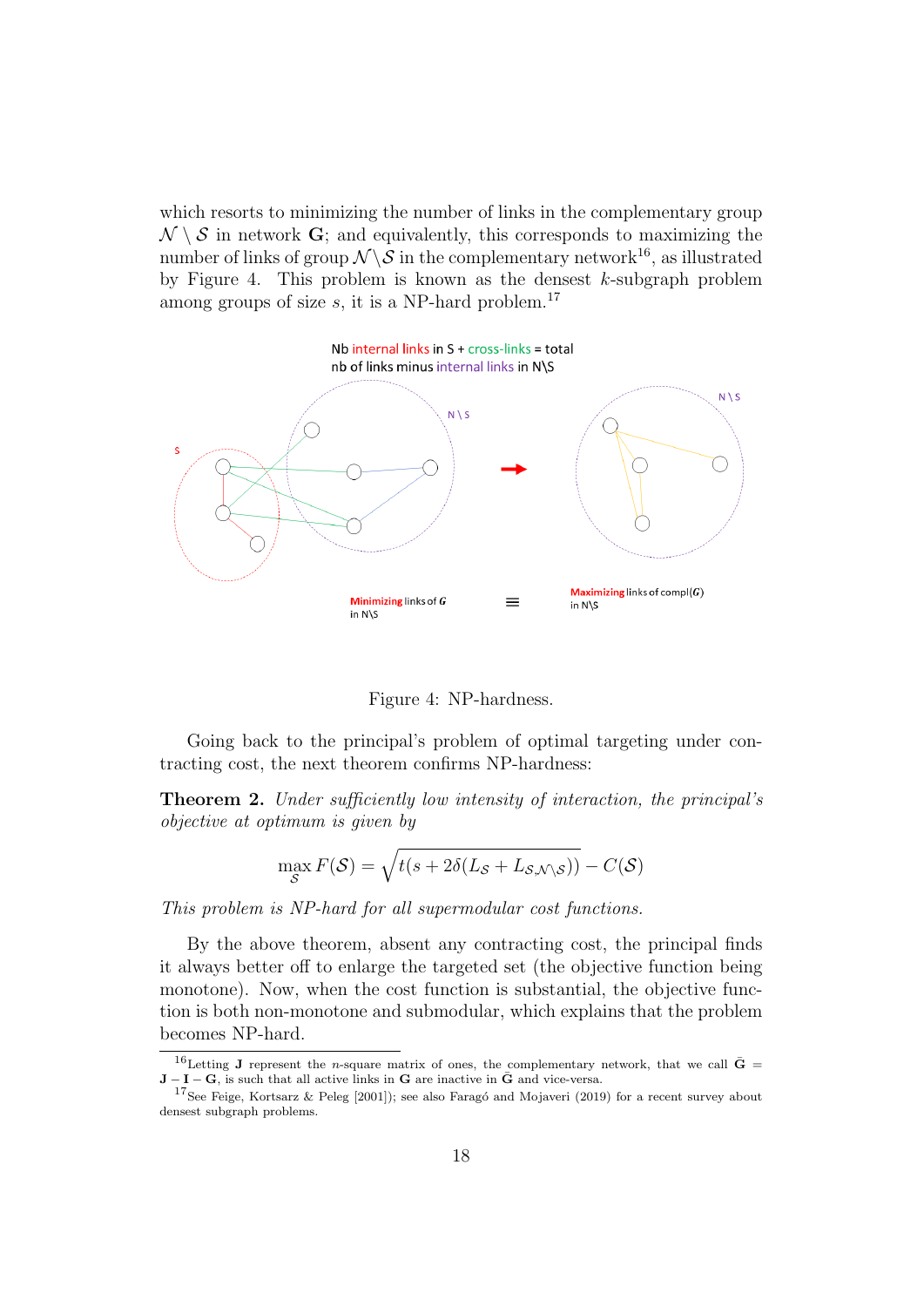which resorts to minimizing the number of links in the complementary group $\mathcal{N} \setminus \mathcal{S}$ in network $\mathbf{G}$; and equivalently, this corresponds to maximizing the number of links of group $\mathcal{N} \setminus \mathcal{S}$ in the complementary network[16], as illustrated by Figure 4. This problem is known as the densest $k$-subgraph problem among groups of size $s$, it is a NP-hard problem.[17]

Figure 4: NP-hardness.

Going back to the principal's problem of optimal targeting under contracting cost, the next theorem confirms NP-hardness:

**Theorem 2.** *Under sufficiently low intensity of interaction, the principal's objective at optimum is given by*

$$\max_{\mathcal{S}} F(\mathcal{S}) = \sqrt{t(s + 2\delta(L_{\mathcal{S}} + L_{\mathcal{S},\mathcal{N}\setminus\mathcal{S}}))} - C(\mathcal{S})$$

*This problem is NP-hard for all supermodular cost functions.*

By the above theorem, absent any contracting cost, the principal finds it always better off to enlarge the targeted set (the objective function being monotone). Now, when the cost function is substantial, the objective function is both non-monotone and submodular, which explains that the problem becomes NP-hard.

[16] Letting $\mathbf{J}$ represent the $n$-square matrix of ones, the complementary network, that we call $\bar{\mathbf{G}} = \mathbf{J} - \mathbf{I} - \mathbf{G}$, is such that all active links in $\mathbf{G}$ are inactive in $\bar{\mathbf{G}}$ and vice-versa.

[17] See Feige, Kortsarz & Peleg [2001]); see also Faragó and Mojaveri (2019) for a recent survey about densest subgraph problems.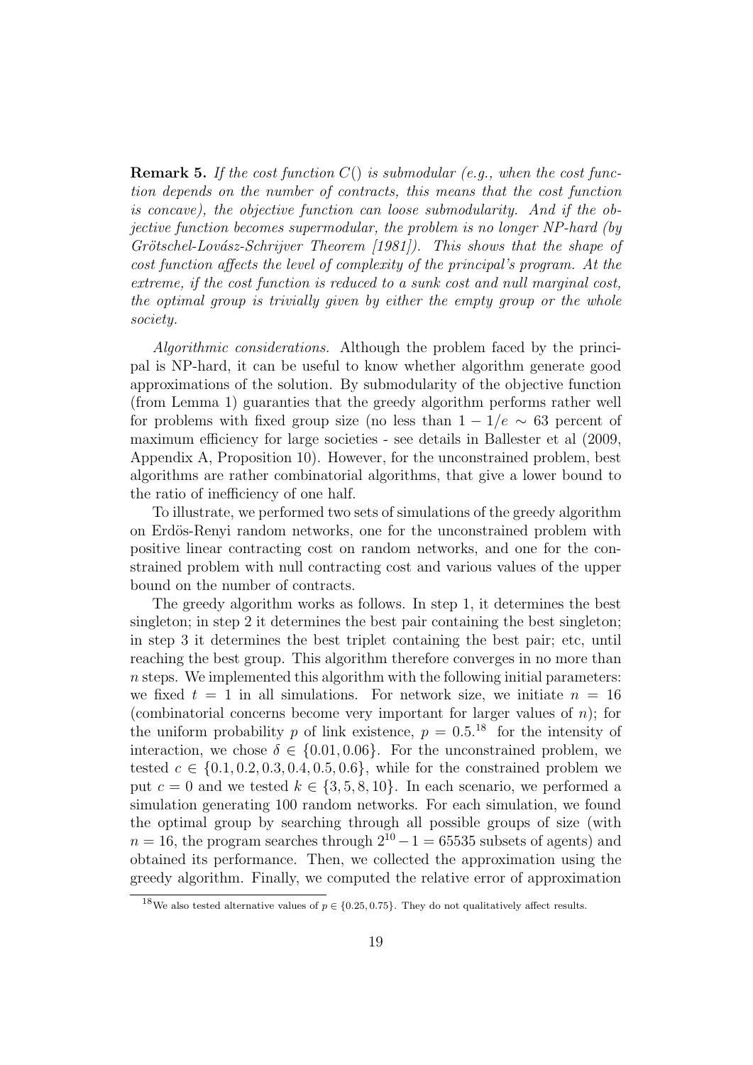**Remark 5.** *If the cost function $C()$ is submodular (e.g., when the cost function depends on the number of contracts, this means that the cost function is concave), the objective function can loose submodularity. And if the objective function becomes supermodular, the problem is no longer NP-hard (by Grötschel-Lovász-Schrijver Theorem [1981]). This shows that the shape of cost function affects the level of complexity of the principal's program. At the extreme, if the cost function is reduced to a sunk cost and null marginal cost, the optimal group is trivially given by either the empty group or the whole society.*

*Algorithmic considerations.* Although the problem faced by the principal is NP-hard, it can be useful to know whether algorithm generate good approximations of the solution. By submodularity of the objective function (from Lemma 1) guaranties that the greedy algorithm performs rather well for problems with fixed group size (no less than $1 - 1/e \sim 63$ percent of maximum efficiency for large societies - see details in Ballester et al (2009, Appendix A, Proposition 10). However, for the unconstrained problem, best algorithms are rather combinatorial algorithms, that give a lower bound to the ratio of inefficiency of one half.

To illustrate, we performed two sets of simulations of the greedy algorithm on Erdös-Renyi random networks, one for the unconstrained problem with positive linear contracting cost on random networks, and one for the constrained problem with null contracting cost and various values of the upper bound on the number of contracts.

The greedy algorithm works as follows. In step 1, it determines the best singleton; in step 2 it determines the best pair containing the best singleton; in step 3 it determines the best triplet containing the best pair; etc, until reaching the best group. This algorithm therefore converges in no more than $n$ steps. We implemented this algorithm with the following initial parameters: we fixed $t = 1$ in all simulations. For network size, we initiate $n = 16$ (combinatorial concerns become very important for larger values of $n$); for the uniform probability $p$ of link existence, $p = 0.5$.[18] for the intensity of interaction, we chose $\delta \in \{0.01, 0.06\}$. For the unconstrained problem, we tested $c \in \{0.1, 0.2, 0.3, 0.4, 0.5, 0.6\}$, while for the constrained problem we put $c = 0$ and we tested $k \in \{3, 5, 8, 10\}$. In each scenario, we performed a simulation generating 100 random networks. For each simulation, we found the optimal group by searching through all possible groups of size (with $n = 16$, the program searches through $2^{10} - 1 = 65535$ subsets of agents) and obtained its performance. Then, we collected the approximation using the greedy algorithm. Finally, we computed the relative error of approximation

[18] We also tested alternative values of $p \in \{0.25, 0.75\}$. They do not qualitatively affect results.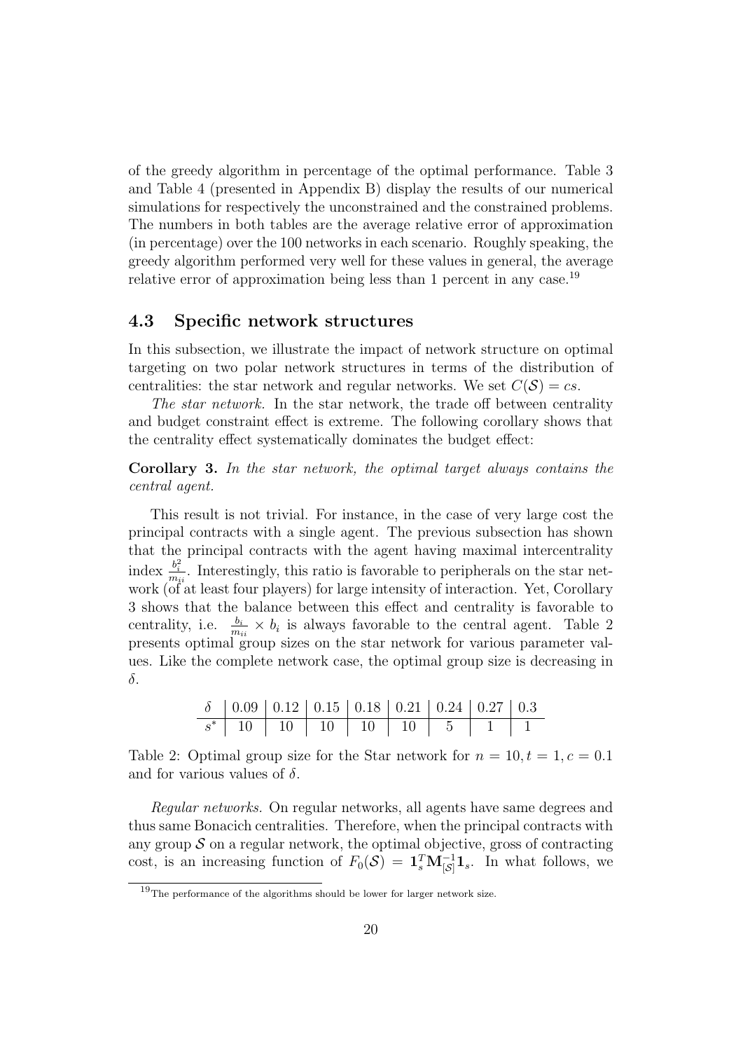of the greedy algorithm in percentage of the optimal performance. Table 3 and Table 4 (presented in Appendix B) display the results of our numerical simulations for respectively the unconstrained and the constrained problems. The numbers in both tables are the average relative error of approximation (in percentage) over the 100 networks in each scenario. Roughly speaking, the greedy algorithm performed very well for these values in general, the average relative error of approximation being less than 1 percent in any case.[19]

### 4.3 Specific network structures

In this subsection, we illustrate the impact of network structure on optimal targeting on two polar network structures in terms of the distribution of centralities: the star network and regular networks. We set $C(\mathcal{S}) = cs$.

*The star network.* In the star network, the trade off between centrality and budget constraint effect is extreme. The following corollary shows that the centrality effect systematically dominates the budget effect:

**Corollary 3.** *In the star network, the optimal target always contains the central agent.*

This result is not trivial. For instance, in the case of very large cost the principal contracts with a single agent. The previous subsection has shown that the principal contracts with the agent having maximal intercentrality index $\frac{b_i^2}{m_{ii}}$. Interestingly, this ratio is favorable to peripherals on the star network (of at least four players) for large intensity of interaction. Yet, Corollary 3 shows that the balance between this effect and centrality is favorable to centrality, i.e. $\frac{b_i}{m_{ii}} \times b_i$ is always favorable to the central agent. Table 2 presents optimal group sizes on the star network for various parameter values. Like the complete network case, the optimal group size is decreasing in $\delta$.

| $\delta$ | 0.09 | 0.12 | 0.15 | 0.18 | 0.21 | 0.24 | 0.27 | 0.3 |
|---|---|---|---|---|---|---|---|---|
| $s^*$ | 10 | 10 | 10 | 10 | 10 | 5 | 1 | 1 |

Table 2: Optimal group size for the Star network for $n = 10, t = 1, c = 0.1$ and for various values of $\delta$.

*Regular networks.* On regular networks, all agents have same degrees and thus same Bonacich centralities. Therefore, when the principal contracts with any group $\mathcal{S}$ on a regular network, the optimal objective, gross of contracting cost, is an increasing function of $F_0(\mathcal{S}) = \mathbf{1}_s^T \mathbf{M}_{[\mathcal{S}]}^{-1} \mathbf{1}_s$. In what follows, we

[19] The performance of the algorithms should be lower for larger network size.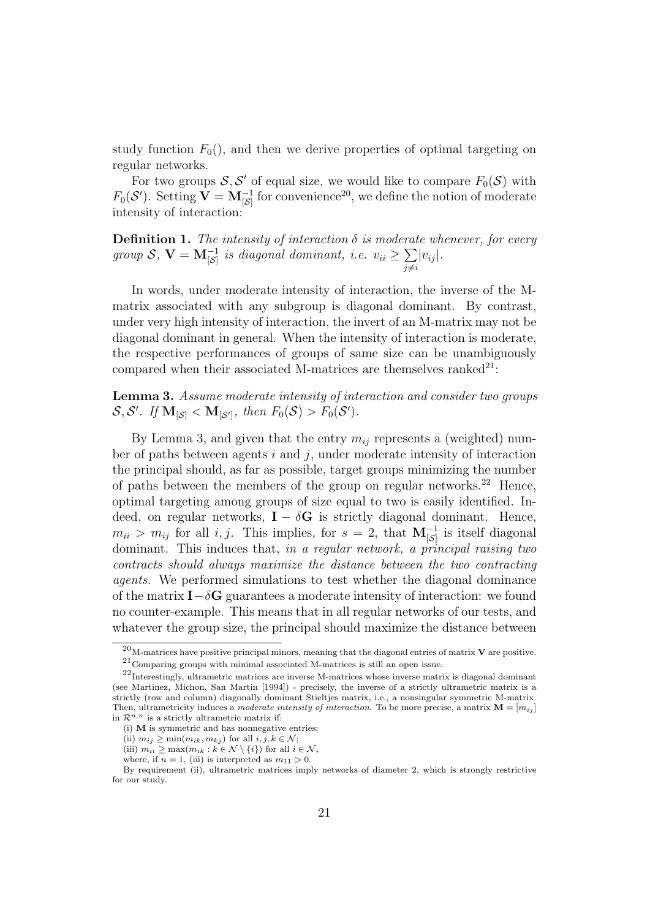study function $F_0()$, and then we derive properties of optimal targeting on regular networks.

For two groups $\mathcal{S}, \mathcal{S}'$ of equal size, we would like to compare $F_0(\mathcal{S})$ with $F_0(\mathcal{S}')$. Setting $\mathbf{V} = \mathbf{M}_{[\mathcal{S}]}^{-1}$ for convenience[20], we define the notion of moderate intensity of interaction:

**Definition 1.** *The intensity of interaction $\delta$ is moderate whenever, for every group $\mathcal{S}$, $\mathbf{V} = \mathbf{M}_{[\mathcal{S}]}^{-1}$ is diagonal dominant, i.e. $v_{ii} \geq \sum_{j \neq i} |v_{ij}|$.*

In words, under moderate intensity of interaction, the inverse of the M-matrix associated with any subgroup is diagonal dominant. By contrast, under very high intensity of interaction, the invert of an M-matrix may not be diagonal dominant in general. When the intensity of interaction is moderate, the respective performances of groups of same size can be unambiguously compared when their associated M-matrices are themselves ranked[21]:

**Lemma 3.** *Assume moderate intensity of interaction and consider two groups $\mathcal{S}, \mathcal{S}'$. If $\mathbf{M}_{[\mathcal{S}]} < \mathbf{M}_{[\mathcal{S}']}$, then $F_0(\mathcal{S}) > F_0(\mathcal{S}')$.*

By Lemma 3, and given that the entry $m_{ij}$ represents a (weighted) number of paths between agents $i$ and $j$, under moderate intensity of interaction the principal should, as far as possible, target groups minimizing the number of paths between the members of the group on regular networks.[22] Hence, optimal targeting among groups of size equal to two is easily identified. Indeed, on regular networks, $\mathbf{I} - \delta\mathbf{G}$ is strictly diagonal dominant. Hence, $m_{ii} > m_{ij}$ for all $i, j$. This implies, for $s = 2$, that $\mathbf{M}_{[\mathcal{S}]}^{-1}$ is itself diagonal dominant. This induces that, *in a regular network, a principal raising two contracts should always maximize the distance between the two contracting agents.* We performed simulations to test whether the diagonal dominance of the matrix $\mathbf{I} - \delta\mathbf{G}$ guarantees a moderate intensity of interaction: we found no counter-example. This means that in all regular networks of our tests, and whatever the group size, the principal should maximize the distance between

---

[20] M-matrices have positive principal minors, meaning that the diagonal entries of matrix $\mathbf{V}$ are positive.

[21] Comparing groups with minimal associated M-matrices is still an open issue.

[22] Interestingly, ultrametric matrices are inverse M-matrices whose inverse matrix is diagonal dominant (see Martinez, Michon, San Martin [1994]) - precisely, the inverse of a strictly ultrametric matrix is a strictly (row and column) diagonally dominant Stieltjes matrix, i.e., a nonsingular symmetric M-matrix. Then, ultrametricity induces a *moderate intensity of interaction*. To be more precise, a matrix $\mathbf{M} = [m_{ij}]$ in $\mathcal{R}^{n,n}$ is a strictly ultrametric matrix if:

(i) $\mathbf{M}$ is symmetric and has nonnegative entries;

(ii) $m_{ij} \geq \min(m_{ik}, m_{kj})$ for all $i, j, k \in \mathcal{N}$;

(iii) $m_{ii} \geq \max(m_{ik} : k \in \mathcal{N} \setminus \{i\})$ for all $i \in \mathcal{N}$,

where, if $n = 1$, (iii) is interpreted as $m_{11} > 0$.

By requirement (ii), ultrametric matrices imply networks of diameter 2, which is strongly restrictive for our study.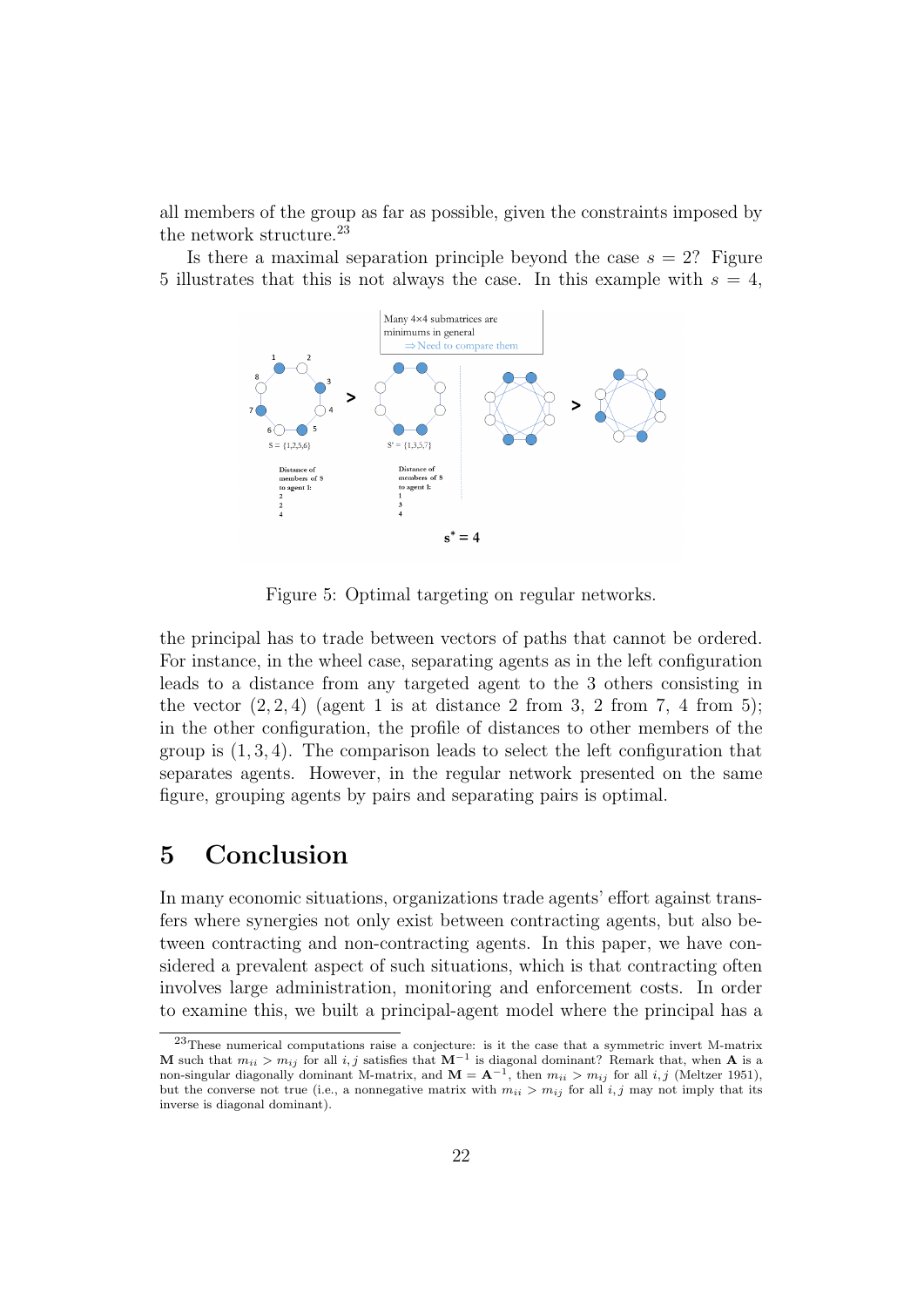all members of the group as far as possible, given the constraints imposed by the network structure.[23]

Is there a maximal separation principle beyond the case $s = 2$? Figure 5 illustrates that this is not always the case. In this example with $s = 4$,

Figure 5: Optimal targeting on regular networks.

the principal has to trade between vectors of paths that cannot be ordered. For instance, in the wheel case, separating agents as in the left configuration leads to a distance from any targeted agent to the 3 others consisting in the vector $(2, 2, 4)$ (agent 1 is at distance 2 from 3, 2 from 7, 4 from 5); in the other configuration, the profile of distances to other members of the group is $(1, 3, 4)$. The comparison leads to select the left configuration that separates agents. However, in the regular network presented on the same figure, grouping agents by pairs and separating pairs is optimal.

# 5 Conclusion

In many economic situations, organizations trade agents' effort against transfers where synergies not only exist between contracting agents, but also between contracting and non-contracting agents. In this paper, we have considered a prevalent aspect of such situations, which is that contracting often involves large administration, monitoring and enforcement costs. In order to examine this, we built a principal-agent model where the principal has a

[23] These numerical computations raise a conjecture: is it the case that a symmetric invert M-matrix $\mathbf{M}$ such that $m_{ii} > m_{ij}$ for all $i, j$ satisfies that $\mathbf{M}^{-1}$ is diagonal dominant? Remark that, when $\mathbf{A}$ is a non-singular diagonally dominant M-matrix, and $\mathbf{M} = \mathbf{A}^{-1}$, then $m_{ii} > m_{ij}$ for all $i, j$ (Meltzer 1951), but the converse not true (i.e., a nonnegative matrix with $m_{ii} > m_{ij}$ for all $i, j$ may not imply that its inverse is diagonal dominant).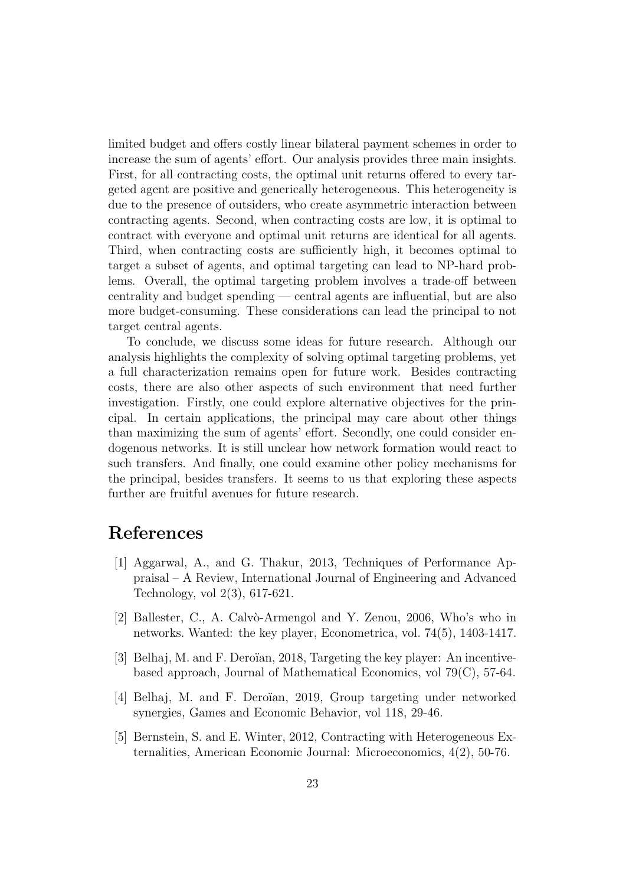limited budget and offers costly linear bilateral payment schemes in order to increase the sum of agents' effort. Our analysis provides three main insights. First, for all contracting costs, the optimal unit returns offered to every targeted agent are positive and generically heterogeneous. This heterogeneity is due to the presence of outsiders, who create asymmetric interaction between contracting agents. Second, when contracting costs are low, it is optimal to contract with everyone and optimal unit returns are identical for all agents. Third, when contracting costs are sufficiently high, it becomes optimal to target a subset of agents, and optimal targeting can lead to NP-hard problems. Overall, the optimal targeting problem involves a trade-off between centrality and budget spending — central agents are influential, but are also more budget-consuming. These considerations can lead the principal to not target central agents.

To conclude, we discuss some ideas for future research. Although our analysis highlights the complexity of solving optimal targeting problems, yet a full characterization remains open for future work. Besides contracting costs, there are also other aspects of such environment that need further investigation. Firstly, one could explore alternative objectives for the principal. In certain applications, the principal may care about other things than maximizing the sum of agents' effort. Secondly, one could consider endogenous networks. It is still unclear how network formation would react to such transfers. And finally, one could examine other policy mechanisms for the principal, besides transfers. It seems to us that exploring these aspects further are fruitful avenues for future research.

# References

[1] Aggarwal, A., and G. Thakur, 2013, Techniques of Performance Appraisal – A Review, International Journal of Engineering and Advanced Technology, vol 2(3), 617-621.

[2] Ballester, C., A. Calvò-Armengol and Y. Zenou, 2006, Who's who in networks. Wanted: the key player, Econometrica, vol. 74(5), 1403-1417.

[3] Belhaj, M. and F. Deroïan, 2018, Targeting the key player: An incentive-based approach, Journal of Mathematical Economics, vol 79(C), 57-64.

[4] Belhaj, M. and F. Deroïan, 2019, Group targeting under networked synergies, Games and Economic Behavior, vol 118, 29-46.

[5] Bernstein, S. and E. Winter, 2012, Contracting with Heterogeneous Externalities, American Economic Journal: Microeconomics, 4(2), 50-76.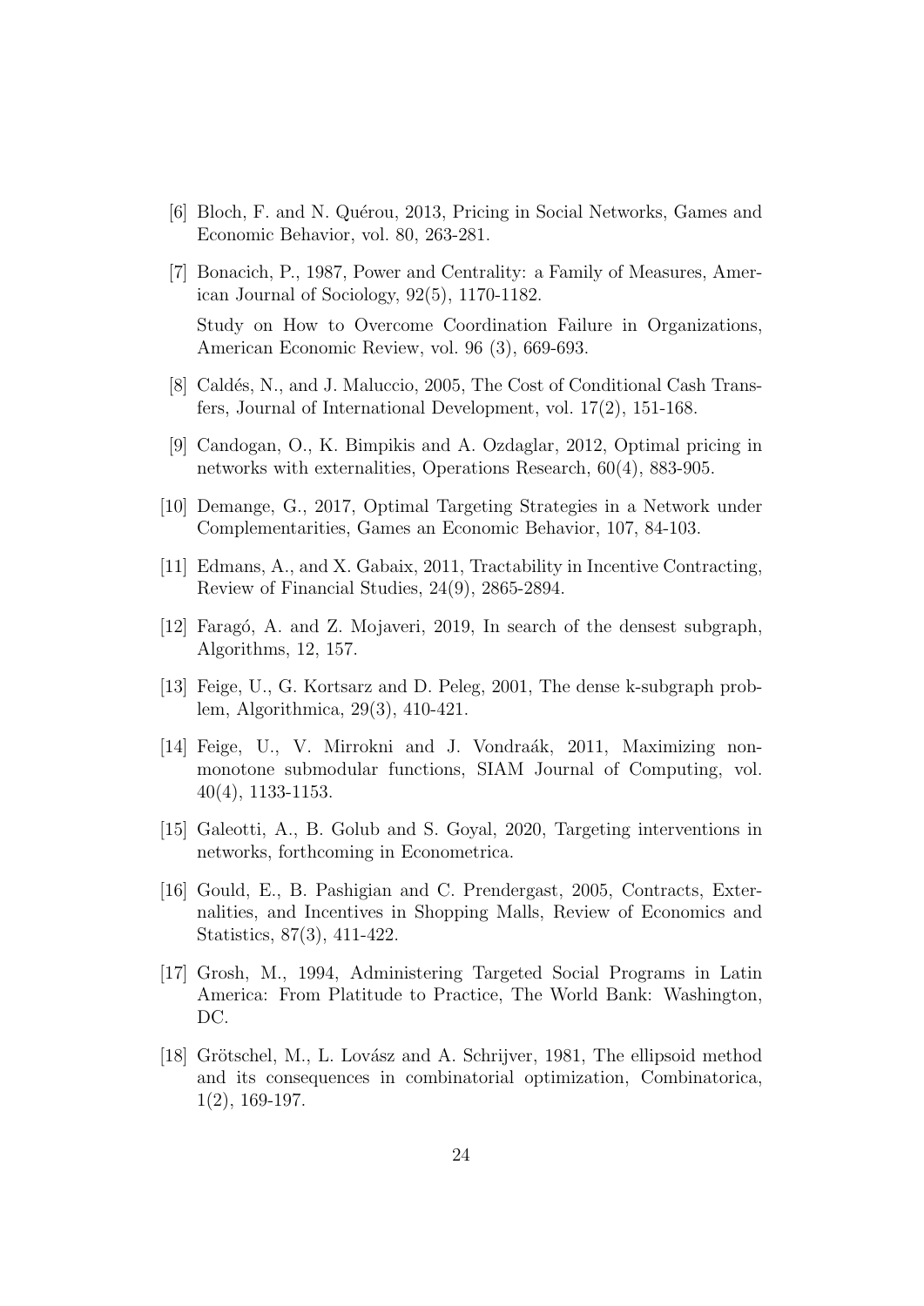[6] Bloch, F. and N. Quérou, 2013, Pricing in Social Networks, Games and Economic Behavior, vol. 80, 263-281.

[7] Bonacich, P., 1987, Power and Centrality: a Family of Measures, American Journal of Sociology, 92(5), 1170-1182.

Study on How to Overcome Coordination Failure in Organizations, American Economic Review, vol. 96 (3), 669-693.

[8] Caldés, N., and J. Maluccio, 2005, The Cost of Conditional Cash Transfers, Journal of International Development, vol. 17(2), 151-168.

[9] Candogan, O., K. Bimpikis and A. Ozdaglar, 2012, Optimal pricing in networks with externalities, Operations Research, 60(4), 883-905.

[10] Demange, G., 2017, Optimal Targeting Strategies in a Network under Complementarities, Games an Economic Behavior, 107, 84-103.

[11] Edmans, A., and X. Gabaix, 2011, Tractability in Incentive Contracting, Review of Financial Studies, 24(9), 2865-2894.

[12] Faragó, A. and Z. Mojaveri, 2019, In search of the densest subgraph, Algorithms, 12, 157.

[13] Feige, U., G. Kortsarz and D. Peleg, 2001, The dense k-subgraph problem, Algorithmica, 29(3), 410-421.

[14] Feige, U., V. Mirrokni and J. Vondraák, 2011, Maximizing non-monotone submodular functions, SIAM Journal of Computing, vol. 40(4), 1133-1153.

[15] Galeotti, A., B. Golub and S. Goyal, 2020, Targeting interventions in networks, forthcoming in Econometrica.

[16] Gould, E., B. Pashigian and C. Prendergast, 2005, Contracts, Externalities, and Incentives in Shopping Malls, Review of Economics and Statistics, 87(3), 411-422.

[17] Grosh, M., 1994, Administering Targeted Social Programs in Latin America: From Platitude to Practice, The World Bank: Washington, DC.

[18] Grötschel, M., L. Lovász and A. Schrijver, 1981, The ellipsoid method and its consequences in combinatorial optimization, Combinatorica, 1(2), 169-197.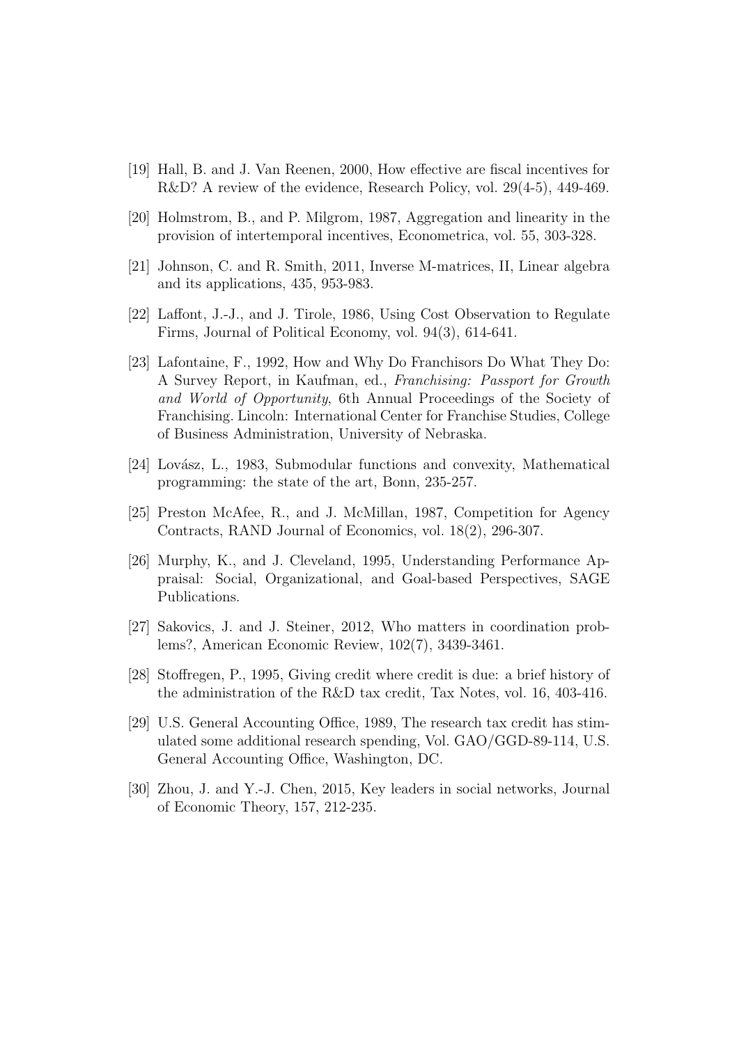[19] Hall, B. and J. Van Reenen, 2000, How effective are fiscal incentives for R&D? A review of the evidence, Research Policy, vol. 29(4-5), 449-469.

[20] Holmstrom, B., and P. Milgrom, 1987, Aggregation and linearity in the provision of intertemporal incentives, Econometrica, vol. 55, 303-328.

[21] Johnson, C. and R. Smith, 2011, Inverse M-matrices, II, Linear algebra and its applications, 435, 953-983.

[22] Laffont, J.-J., and J. Tirole, 1986, Using Cost Observation to Regulate Firms, Journal of Political Economy, vol. 94(3), 614-641.

[23] Lafontaine, F., 1992, How and Why Do Franchisors Do What They Do: A Survey Report, in Kaufman, ed., *Franchising: Passport for Growth and World of Opportunity*, 6th Annual Proceedings of the Society of Franchising. Lincoln: International Center for Franchise Studies, College of Business Administration, University of Nebraska.

[24] Lovász, L., 1983, Submodular functions and convexity, Mathematical programming: the state of the art, Bonn, 235-257.

[25] Preston McAfee, R., and J. McMillan, 1987, Competition for Agency Contracts, RAND Journal of Economics, vol. 18(2), 296-307.

[26] Murphy, K., and J. Cleveland, 1995, Understanding Performance Appraisal: Social, Organizational, and Goal-based Perspectives, SAGE Publications.

[27] Sakovics, J. and J. Steiner, 2012, Who matters in coordination problems?, American Economic Review, 102(7), 3439-3461.

[28] Stoffregen, P., 1995, Giving credit where credit is due: a brief history of the administration of the R&D tax credit, Tax Notes, vol. 16, 403-416.

[29] U.S. General Accounting Office, 1989, The research tax credit has stimulated some additional research spending, Vol. GAO/GGD-89-114, U.S. General Accounting Office, Washington, DC.

[30] Zhou, J. and Y.-J. Chen, 2015, Key leaders in social networks, Journal of Economic Theory, 157, 212-235.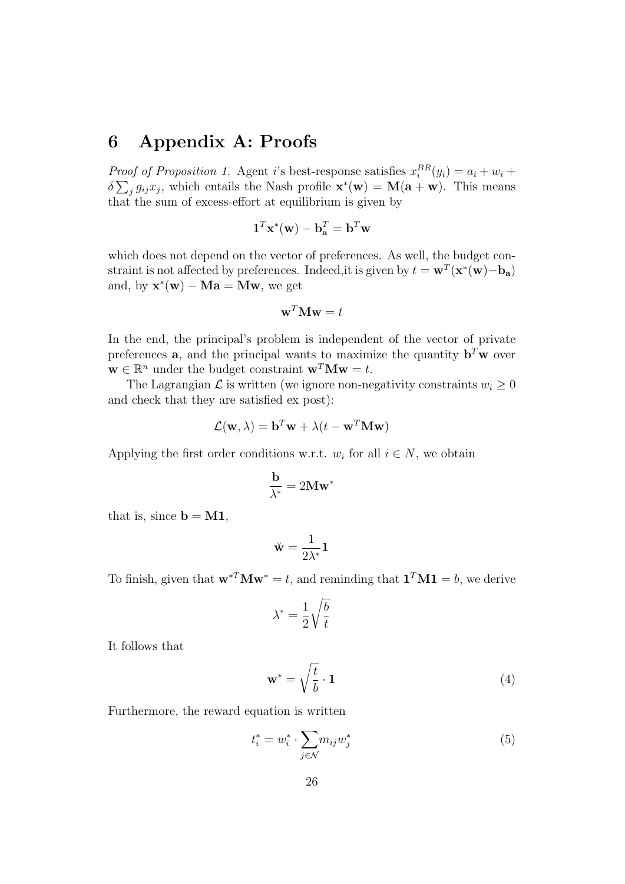# 6 Appendix A: Proofs

*Proof of Proposition 1.* Agent $i$'s best-response satisfies $x_i^{BR}(y_i) = a_i + w_i + \delta \sum_j g_{ij} x_j$, which entails the Nash profile $\mathbf{x}^*(\mathbf{w}) = \mathbf{M}(\mathbf{a} + \mathbf{w})$. This means that the sum of excess-effort at equilibrium is given by

$$\mathbf{1}^T \mathbf{x}^*(\mathbf{w}) - \mathbf{b}_\mathbf{a}^T = \mathbf{b}^T \mathbf{w}$$

which does not depend on the vector of preferences. As well, the budget constraint is not affected by preferences. Indeed,it is given by $t = \mathbf{w}^T(\mathbf{x}^*(\mathbf{w}) - \mathbf{b}_\mathbf{a})$ and, by $\mathbf{x}^*(\mathbf{w}) - \mathbf{Ma} = \mathbf{Mw}$, we get

$$\mathbf{w}^T \mathbf{M} \mathbf{w} = t$$

In the end, the principal's problem is independent of the vector of private preferences $\mathbf{a}$, and the principal wants to maximize the quantity $\mathbf{b}^T \mathbf{w}$ over $\mathbf{w} \in \mathbb{R}^n$ under the budget constraint $\mathbf{w}^T \mathbf{M} \mathbf{w} = t$.

The Lagrangian $\mathcal{L}$ is written (we ignore non-negativity constraints $w_i \geq 0$ and check that they are satisfied ex post):

$$\mathcal{L}(\mathbf{w}, \lambda) = \mathbf{b}^T \mathbf{w} + \lambda(t - \mathbf{w}^T \mathbf{M} \mathbf{w})$$

Applying the first order conditions w.r.t. $w_i$ for all $i \in N$, we obtain

$$\frac{\mathbf{b}}{\lambda^*} = 2\mathbf{M}\mathbf{w}^*$$

that is, since $\mathbf{b} = \mathbf{M1}$,

$$\breve{\mathbf{w}} = \frac{1}{2\lambda^*} \mathbf{1}$$

To finish, given that $\mathbf{w}^{*T} \mathbf{M} \mathbf{w}^* = t$, and reminding that $\mathbf{1}^T \mathbf{M} \mathbf{1} = b$, we derive

$$\lambda^* = \frac{1}{2} \sqrt{\frac{b}{t}}$$

It follows that

$$\mathbf{w}^* = \sqrt{\frac{t}{b}} \cdot \mathbf{1} \tag{4}$$

Furthermore, the reward equation is written

$$t_i^* = w_i^* \cdot \sum_{j \in \mathcal{N}} m_{ij} w_j^* \tag{5}$$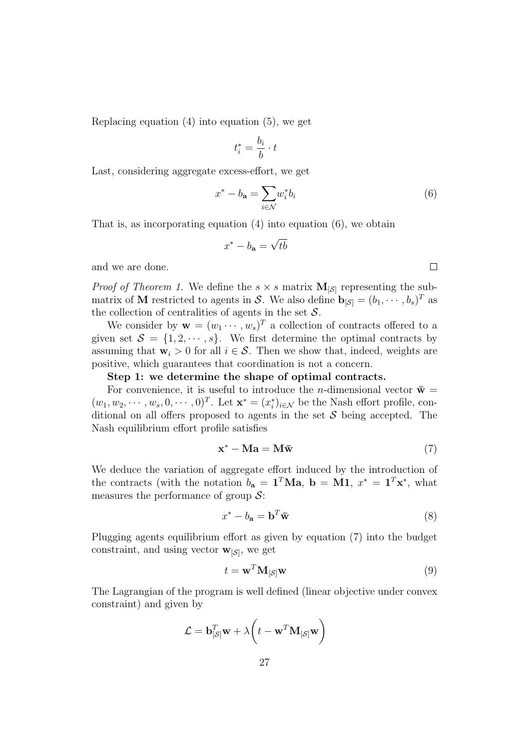Replacing equation (4) into equation (5), we get

$$t_i^* = \frac{b_i}{b} \cdot t$$

Last, considering aggregate excess-effort, we get

$$x^* - b_{\mathbf{a}} = \sum_{i \in \mathcal{N}} w_i^* b_i \tag{6}$$

That is, as incorporating equation (4) into equation (6), we obtain

$$x^* - b_{\mathbf{a}} = \sqrt{tb}$$

and we are done. $\square$

*Proof of Theorem 1.* We define the $s \times s$ matrix $\mathbf{M}_{[\mathcal{S}]}$ representing the submatrix of $\mathbf{M}$ restricted to agents in $\mathcal{S}$. We also define $\mathbf{b}_{[\mathcal{S}]} = (b_1, \cdots, b_s)^T$ as the collection of centralities of agents in the set $\mathcal{S}$.

We consider by $\mathbf{w} = (w_1 \cdots, w_s)^T$ a collection of contracts offered to a given set $\mathcal{S} = \{1, 2, \cdots, s\}$. We first determine the optimal contracts by assuming that $\mathbf{w}_i > 0$ for all $i \in \mathcal{S}$. Then we show that, indeed, weights are positive, which guarantees that coordination is not a concern.

**Step 1: we determine the shape of optimal contracts.**

For convenience, it is useful to introduce the $n$-dimensional vector $\bar{\mathbf{w}} = (w_1, w_2, \cdots, w_s, 0, \cdots, 0)^T$. Let $\mathbf{x}^* = (x_i^*)_{i \in \mathcal{N}}$ be the Nash effort profile, conditional on all offers proposed to agents in the set $\mathcal{S}$ being accepted. The Nash equilibrium effort profile satisfies

$$\mathbf{x}^* - \mathbf{M}\mathbf{a} = \mathbf{M}\bar{\mathbf{w}} \tag{7}$$

We deduce the variation of aggregate effort induced by the introduction of the contracts (with the notation $b_{\mathbf{a}} = \mathbf{1}^T\mathbf{M}\mathbf{a}$, $\mathbf{b} = \mathbf{M}\mathbf{1}$, $x^* = \mathbf{1}^T\mathbf{x}^*$, what measures the performance of group $\mathcal{S}$:

$$x^* - b_{\mathbf{a}} = \mathbf{b}^T\bar{\mathbf{w}} \tag{8}$$

Plugging agents equilibrium effort as given by equation (7) into the budget constraint, and using vector $\mathbf{w}_{[\mathcal{S}]}$, we get

$$t = \mathbf{w}^T\mathbf{M}_{[\mathcal{S}]}\mathbf{w} \tag{9}$$

The Lagrangian of the program is well defined (linear objective under convex constraint) and given by

$$\mathcal{L} = \mathbf{b}_{[\mathcal{S}]}^T\mathbf{w} + \lambda\left(t - \mathbf{w}^T\mathbf{M}_{[\mathcal{S}]}\mathbf{w}\right)$$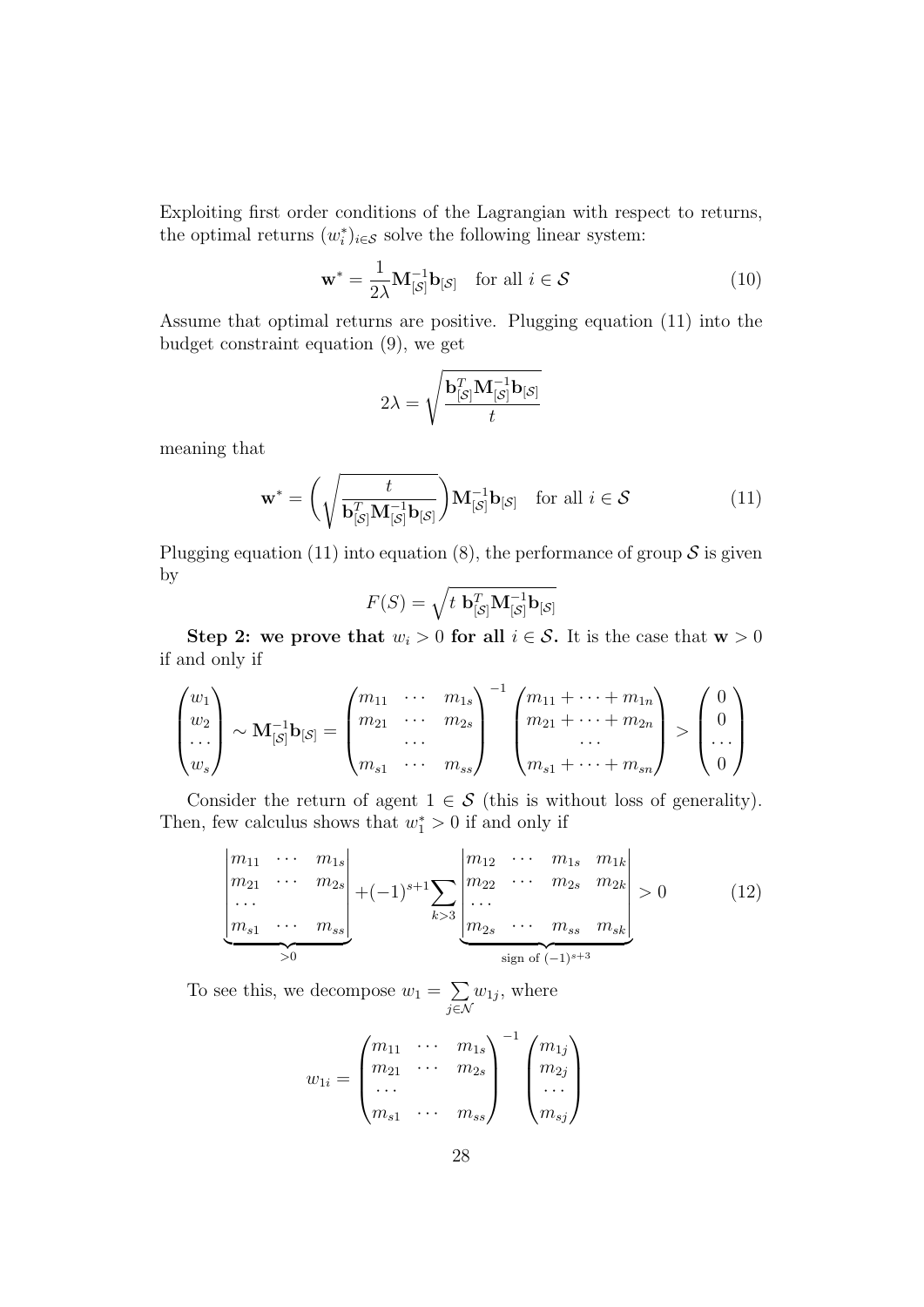Exploiting first order conditions of the Lagrangian with respect to returns, the optimal returns $(w_i^*)_{i\in\mathcal{S}}$ solve the following linear system:

$$\mathbf{w}^* = \frac{1}{2\lambda}\mathbf{M}_{[\mathcal{S}]}^{-1}\mathbf{b}_{[\mathcal{S}]} \quad \text{for all } i \in \mathcal{S} \tag{10}$$

Assume that optimal returns are positive. Plugging equation (11) into the budget constraint equation (9), we get

$$2\lambda = \sqrt{\frac{\mathbf{b}_{[\mathcal{S}]}^T\mathbf{M}_{[\mathcal{S}]}^{-1}\mathbf{b}_{[\mathcal{S}]}}{t}}$$

meaning that

$$\mathbf{w}^* = \left(\sqrt{\frac{t}{\mathbf{b}_{[\mathcal{S}]}^T\mathbf{M}_{[\mathcal{S}]}^{-1}\mathbf{b}_{[\mathcal{S}]}}}\right)\mathbf{M}_{[\mathcal{S}]}^{-1}\mathbf{b}_{[\mathcal{S}]} \quad \text{for all } i \in \mathcal{S} \tag{11}$$

Plugging equation (11) into equation (8), the performance of group $\mathcal{S}$ is given by

$$F(S) = \sqrt{t\ \mathbf{b}_{[\mathcal{S}]}^T\mathbf{M}_{[\mathcal{S}]}^{-1}\mathbf{b}_{[\mathcal{S}]}}$$

**Step 2: we prove that $w_i > 0$ for all $i \in \mathcal{S}$.** It is the case that $\mathbf{w} > 0$ if and only if

$$\begin{pmatrix} w_1 \\ w_2 \\ \cdots \\ w_s \end{pmatrix} \sim \mathbf{M}_{[\mathcal{S}]}^{-1}\mathbf{b}_{[\mathcal{S}]} = \begin{pmatrix} m_{11} & \cdots & m_{1s} \\ m_{21} & \cdots & m_{2s} \\ & \cdots & \\ m_{s1} & \cdots & m_{ss} \end{pmatrix}^{-1} \begin{pmatrix} m_{11} + \cdots + m_{1n} \\ m_{21} + \cdots + m_{2n} \\ \cdots \\ m_{s1} + \cdots + m_{sn} \end{pmatrix} > \begin{pmatrix} 0 \\ 0 \\ \cdots \\ 0 \end{pmatrix}$$

Consider the return of agent $1 \in \mathcal{S}$ (this is without loss of generality). Then, few calculus shows that $w_1^* > 0$ if and only if

$$\underbrace{\begin{vmatrix} m_{11} & \cdots & m_{1s} \\ m_{21} & \cdots & m_{2s} \\ \cdots & & \\ m_{s1} & \cdots & m_{ss} \end{vmatrix}}_{>0} + (-1)^{s+1}\sum_{k>3} \underbrace{\begin{vmatrix} m_{12} & \cdots & m_{1s} & m_{1k} \\ m_{22} & \cdots & m_{2s} & m_{2k} \\ \cdots & & & \\ m_{2s} & \cdots & m_{ss} & m_{sk} \end{vmatrix}}_{\text{sign of } (-1)^{s+3}} > 0 \tag{12}$$

To see this, we decompose $w_1 = \sum_{j\in\mathcal{N}} w_{1j}$, where

$$w_{1i} = \begin{pmatrix} m_{11} & \cdots & m_{1s} \\ m_{21} & \cdots & m_{2s} \\ \cdots & & \\ m_{s1} & \cdots & m_{ss} \end{pmatrix}^{-1} \begin{pmatrix} m_{1j} \\ m_{2j} \\ \cdots \\ m_{sj} \end{pmatrix}$$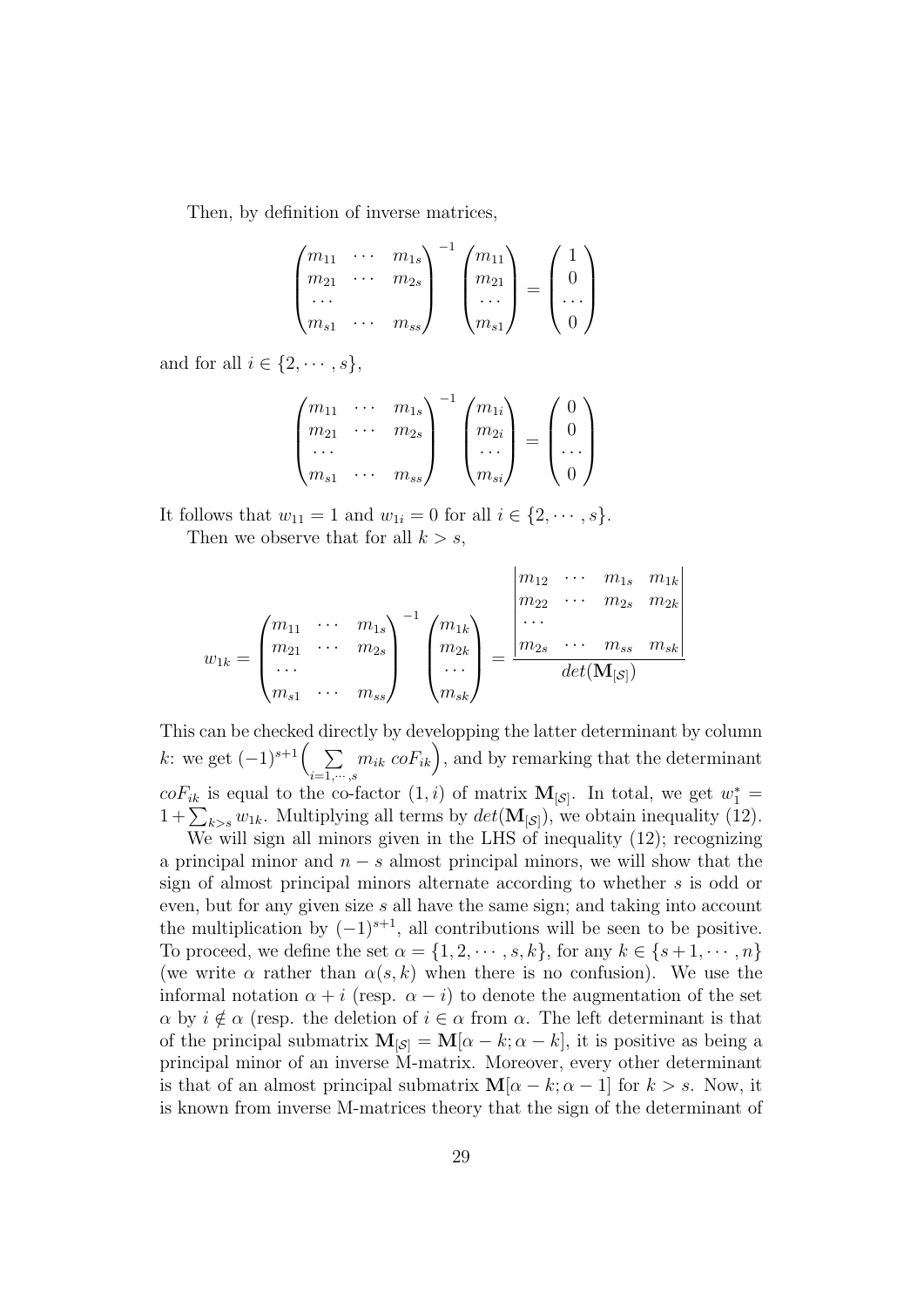Then, by definition of inverse matrices,

$$\begin{pmatrix} m_{11} & \cdots & m_{1s} \\ m_{21} & \cdots & m_{2s} \\ \cdots & & \\ m_{s1} & \cdots & m_{ss} \end{pmatrix}^{-1} \begin{pmatrix} m_{11} \\ m_{21} \\ \cdots \\ m_{s1} \end{pmatrix} = \begin{pmatrix} 1 \\ 0 \\ \cdots \\ 0 \end{pmatrix}$$

and for all $i \in \{2, \cdots, s\}$,

$$\begin{pmatrix} m_{11} & \cdots & m_{1s} \\ m_{21} & \cdots & m_{2s} \\ \cdots & & \\ m_{s1} & \cdots & m_{ss} \end{pmatrix}^{-1} \begin{pmatrix} m_{1i} \\ m_{2i} \\ \cdots \\ m_{si} \end{pmatrix} = \begin{pmatrix} 0 \\ 0 \\ \cdots \\ 0 \end{pmatrix}$$

It follows that $w_{11} = 1$ and $w_{1i} = 0$ for all $i \in \{2, \cdots, s\}$.

Then we observe that for all $k > s$,

$$w_{1k} = \begin{pmatrix} m_{11} & \cdots & m_{1s} \\ m_{21} & \cdots & m_{2s} \\ \cdots & & \\ m_{s1} & \cdots & m_{ss} \end{pmatrix}^{-1} \begin{pmatrix} m_{1k} \\ m_{2k} \\ \cdots \\ m_{sk} \end{pmatrix} = \frac{\begin{vmatrix} m_{12} & \cdots & m_{1s} & m_{1k} \\ m_{22} & \cdots & m_{2s} & m_{2k} \\ \cdots & & & \\ m_{2s} & \cdots & m_{ss} & m_{sk} \end{vmatrix}}{det(\mathbf{M}_{[\mathcal{S}]})}$$

This can be checked directly by developping the latter determinant by column $k$: we get $(-1)^{s+1}\Big(\sum_{i=1,\cdots,s} m_{ik}\; coF_{ik}\Big)$, and by remarking that the determinant $coF_{ik}$ is equal to the co-factor $(1,i)$ of matrix $\mathbf{M}_{[\mathcal{S}]}$. In total, we get $w_1^* = 1 + \sum_{k>s} w_{1k}$. Multiplying all terms by $det(\mathbf{M}_{[\mathcal{S}]})$, we obtain inequality (12).

We will sign all minors given in the LHS of inequality (12); recognizing a principal minor and $n-s$ almost principal minors, we will show that the sign of almost principal minors alternate according to whether $s$ is odd or even, but for any given size $s$ all have the same sign; and taking into account the multiplication by $(-1)^{s+1}$, all contributions will be seen to be positive. To proceed, we define the set $\alpha = \{1, 2, \cdots, s, k\}$, for any $k \in \{s+1, \cdots, n\}$ (we write $\alpha$ rather than $\alpha(s,k)$ when there is no confusion). We use the informal notation $\alpha + i$ (resp. $\alpha - i$) to denote the augmentation of the set $\alpha$ by $i \notin \alpha$ (resp. the deletion of $i \in \alpha$ from $\alpha$. The left determinant is that of the principal submatrix $\mathbf{M}_{[\mathcal{S}]} = \mathbf{M}[\alpha - k; \alpha - k]$, it is positive as being a principal minor of an inverse M-matrix. Moreover, every other determinant is that of an almost principal submatrix $\mathbf{M}[\alpha - k; \alpha - 1]$ for $k > s$. Now, it is known from inverse M-matrices theory that the sign of the determinant of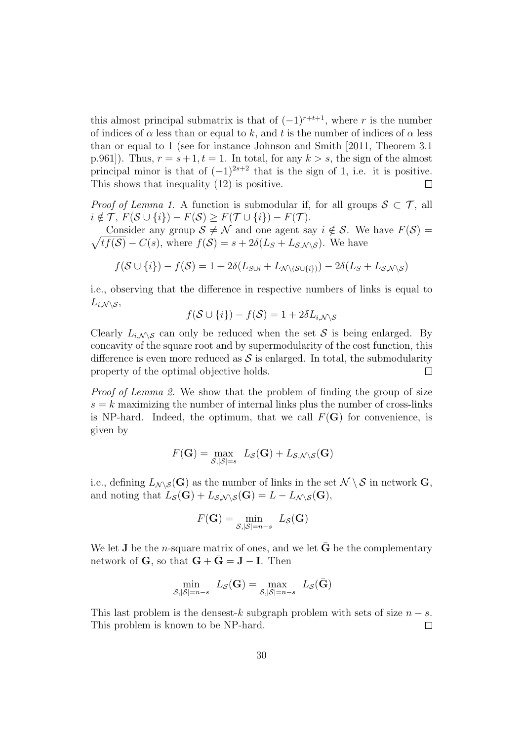this almost principal submatrix is that of $(-1)^{r+t+1}$, where $r$ is the number of indices of $\alpha$ less than or equal to $k$, and $t$ is the number of indices of $\alpha$ less than or equal to 1 (see for instance Johnson and Smith [2011, Theorem 3.1 p.961]). Thus, $r = s+1, t = 1$. In total, for any $k > s$, the sign of the almost principal minor is that of $(-1)^{2s+2}$ that is the sign of 1, i.e. it is positive. This shows that inequality (12) is positive. $\square$

*Proof of Lemma 1.* A function is submodular if, for all groups $\mathcal{S} \subset \mathcal{T}$, all $i \notin \mathcal{T}$, $F(\mathcal{S} \cup \{i\}) - F(\mathcal{S}) \geq F(\mathcal{T} \cup \{i\}) - F(\mathcal{T})$.

Consider any group $\mathcal{S} \neq \mathcal{N}$ and one agent say $i \notin \mathcal{S}$. We have $F(\mathcal{S}) = \sqrt{tf(\mathcal{S})} - C(s)$, where $f(\mathcal{S}) = s + 2\delta(L_S + L_{\mathcal{S},\mathcal{N}\setminus\mathcal{S}})$. We have

$$f(\mathcal{S} \cup \{i\}) - f(\mathcal{S}) = 1 + 2\delta(L_{S\cup i} + L_{\mathcal{N}\setminus(\mathcal{S}\cup\{i\})}) - 2\delta(L_S + L_{\mathcal{S},\mathcal{N}\setminus\mathcal{S}})$$

i.e., observing that the difference in respective numbers of links is equal to $L_{i,\mathcal{N}\setminus\mathcal{S}}$,

$$f(\mathcal{S} \cup \{i\}) - f(\mathcal{S}) = 1 + 2\delta L_{i,\mathcal{N}\setminus\mathcal{S}}$$

Clearly $L_{i,\mathcal{N}\setminus\mathcal{S}}$ can only be reduced when the set $\mathcal{S}$ is being enlarged. By concavity of the square root and by supermodularity of the cost function, this difference is even more reduced as $\mathcal{S}$ is enlarged. In total, the submodularity property of the optimal objective holds. $\square$

*Proof of Lemma 2.* We show that the problem of finding the group of size $s = k$ maximizing the number of internal links plus the number of cross-links is NP-hard. Indeed, the optimum, that we call $F(\mathbf{G})$ for convenience, is given by

$$F(\mathbf{G}) = \max_{\mathcal{S},|\mathcal{S}|=s} \; L_{\mathcal{S}}(\mathbf{G}) + L_{\mathcal{S},\mathcal{N}\setminus\mathcal{S}}(\mathbf{G})$$

i.e., defining $L_{\mathcal{N}\setminus\mathcal{S}}(\mathbf{G})$ as the number of links in the set $\mathcal{N} \setminus \mathcal{S}$ in network $\mathbf{G}$, and noting that $L_{\mathcal{S}}(\mathbf{G}) + L_{\mathcal{S},\mathcal{N}\setminus\mathcal{S}}(\mathbf{G}) = L - L_{\mathcal{N}\setminus\mathcal{S}}(\mathbf{G})$,

$$F(\mathbf{G}) = \min_{\mathcal{S},|\mathcal{S}|=n-s} \; L_{\mathcal{S}}(\mathbf{G})$$

We let $\mathbf{J}$ be the $n$-square matrix of ones, and we let $\bar{\mathbf{G}}$ be the complementary network of $\mathbf{G}$, so that $\mathbf{G} + \bar{\mathbf{G}} = \mathbf{J} - \mathbf{I}$. Then

$$\min_{\mathcal{S},|\mathcal{S}|=n-s} \; L_{\mathcal{S}}(\mathbf{G}) = \max_{\mathcal{S},|\mathcal{S}|=n-s} \; L_{\mathcal{S}}(\bar{\mathbf{G}})$$

This last problem is the densest-$k$ subgraph problem with sets of size $n - s$. This problem is known to be NP-hard. $\square$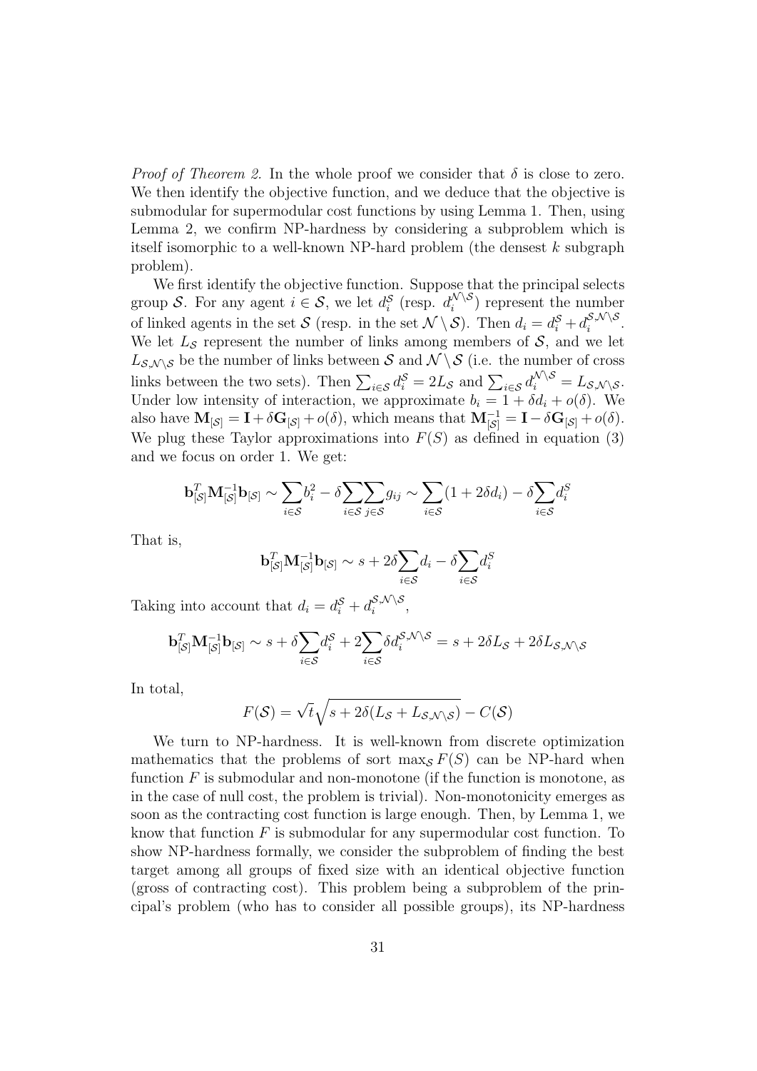*Proof of Theorem 2.* In the whole proof we consider that $\delta$ is close to zero. We then identify the objective function, and we deduce that the objective is submodular for supermodular cost functions by using Lemma 1. Then, using Lemma 2, we confirm NP-hardness by considering a subproblem which is itself isomorphic to a well-known NP-hard problem (the densest $k$ subgraph problem).

We first identify the objective function. Suppose that the principal selects group $\mathcal{S}$. For any agent $i \in \mathcal{S}$, we let $d_i^{\mathcal{S}}$ (resp. $d_i^{\mathcal{N}\setminus\mathcal{S}}$) represent the number of linked agents in the set $\mathcal{S}$ (resp. in the set $\mathcal{N}\setminus\mathcal{S}$). Then $d_i = d_i^{\mathcal{S}} + d_i^{\mathcal{S},\mathcal{N}\setminus\mathcal{S}}$. We let $L_{\mathcal{S}}$ represent the number of links among members of $\mathcal{S}$, and we let $L_{\mathcal{S},\mathcal{N}\setminus\mathcal{S}}$ be the number of links between $\mathcal{S}$ and $\mathcal{N}\setminus\mathcal{S}$ (i.e. the number of cross links between the two sets). Then $\sum_{i\in\mathcal{S}} d_i^{\mathcal{S}} = 2L_{\mathcal{S}}$ and $\sum_{i\in\mathcal{S}} d_i^{\mathcal{N}\setminus\mathcal{S}} = L_{\mathcal{S},\mathcal{N}\setminus\mathcal{S}}$. Under low intensity of interaction, we approximate $b_i = 1 + \delta d_i + o(\delta)$. We also have $\mathbf{M}_{[\mathcal{S}]} = \mathbf{I} + \delta\mathbf{G}_{[\mathcal{S}]} + o(\delta)$, which means that $\mathbf{M}_{[\mathcal{S}]}^{-1} = \mathbf{I} - \delta\mathbf{G}_{[\mathcal{S}]} + o(\delta)$. We plug these Taylor approximations into $F(S)$ as defined in equation (3) and we focus on order 1. We get:

$$\mathbf{b}_{[\mathcal{S}]}^T\mathbf{M}_{[\mathcal{S}]}^{-1}\mathbf{b}_{[\mathcal{S}]} \sim \sum_{i\in\mathcal{S}} b_i^2 - \delta\sum_{i\in\mathcal{S}}\sum_{j\in\mathcal{S}} g_{ij} \sim \sum_{i\in\mathcal{S}}(1+2\delta d_i) - \delta\sum_{i\in\mathcal{S}} d_i^S$$

That is,

$$\mathbf{b}_{[\mathcal{S}]}^T\mathbf{M}_{[\mathcal{S}]}^{-1}\mathbf{b}_{[\mathcal{S}]} \sim s + 2\delta\sum_{i\in\mathcal{S}} d_i - \delta\sum_{i\in\mathcal{S}} d_i^S$$

Taking into account that $d_i = d_i^{\mathcal{S}} + d_i^{\mathcal{S},\mathcal{N}\setminus\mathcal{S}}$,

$$\mathbf{b}_{[\mathcal{S}]}^T\mathbf{M}_{[\mathcal{S}]}^{-1}\mathbf{b}_{[\mathcal{S}]} \sim s + \delta\sum_{i\in\mathcal{S}} d_i^{\mathcal{S}} + 2\sum_{i\in\mathcal{S}}\delta d_i^{\mathcal{S},\mathcal{N}\setminus\mathcal{S}} = s + 2\delta L_{\mathcal{S}} + 2\delta L_{\mathcal{S},\mathcal{N}\setminus\mathcal{S}}$$

In total,

$$F(\mathcal{S}) = \sqrt{t}\sqrt{s + 2\delta(L_{\mathcal{S}} + L_{\mathcal{S},\mathcal{N}\setminus\mathcal{S}})} - C(\mathcal{S})$$

We turn to NP-hardness. It is well-known from discrete optimization mathematics that the problems of sort $\max_{\mathcal{S}} F(S)$ can be NP-hard when function $F$ is submodular and non-monotone (if the function is monotone, as in the case of null cost, the problem is trivial). Non-monotonicity emerges as soon as the contracting cost function is large enough. Then, by Lemma 1, we know that function $F$ is submodular for any supermodular cost function. To show NP-hardness formally, we consider the subproblem of finding the best target among all groups of fixed size with an identical objective function (gross of contracting cost). This problem being a subproblem of the principal's problem (who has to consider all possible groups), its NP-hardness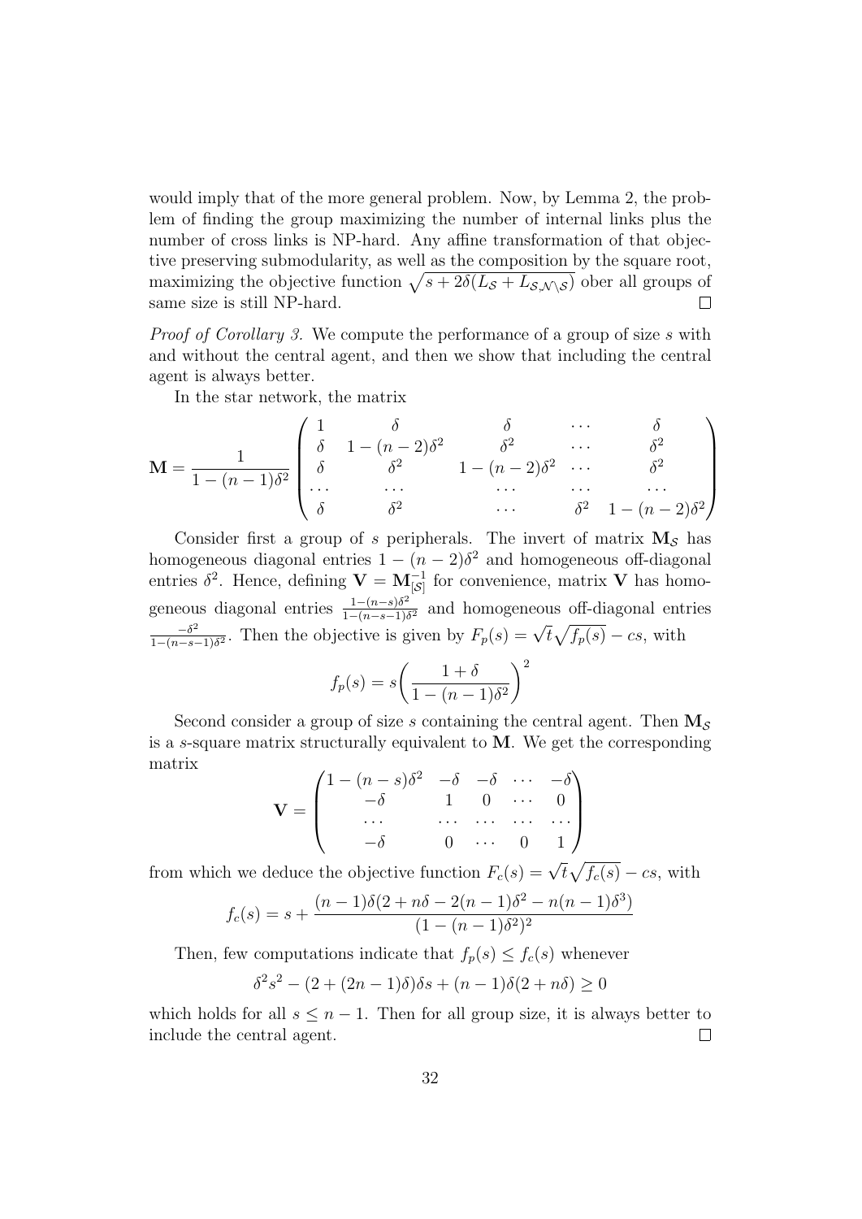would imply that of the more general problem. Now, by Lemma 2, the problem of finding the group maximizing the number of internal links plus the number of cross links is NP-hard. Any affine transformation of that objective preserving submodularity, as well as the composition by the square root, maximizing the objective function $\sqrt{s + 2\delta(L_{\mathcal{S}} + L_{\mathcal{S},\mathcal{N}\setminus\mathcal{S}})}$ ober all groups of same size is still NP-hard. $\square$

*Proof of Corollary 3.* We compute the performance of a group of size $s$ with and without the central agent, and then we show that including the central agent is always better.

In the star network, the matrix

$$\mathbf{M} = \frac{1}{1-(n-1)\delta^2} \begin{pmatrix} 1 & \delta & \delta & \cdots & \delta \\ \delta & 1-(n-2)\delta^2 & \delta^2 & \cdots & \delta^2 \\ \delta & \delta^2 & 1-(n-2)\delta^2 & \cdots & \delta^2 \\ \cdots & \cdots & \cdots & \cdots & \cdots \\ \delta & \delta^2 & \cdots & \delta^2 & 1-(n-2)\delta^2 \end{pmatrix}$$

Consider first a group of $s$ peripherals. The invert of matrix $\mathbf{M}_{\mathcal{S}}$ has homogeneous diagonal entries $1-(n-2)\delta^2$ and homogeneous off-diagonal entries $\delta^2$. Hence, defining $\mathbf{V} = \mathbf{M}_{[\mathcal{S}]}^{-1}$ for convenience, matrix $\mathbf{V}$ has homogeneous diagonal entries $\frac{1-(n-s)\delta^2}{1-(n-s-1)\delta^2}$ and homogeneous off-diagonal entries $\frac{-\delta^2}{1-(n-s-1)\delta^2}$. Then the objective is given by $F_p(s) = \sqrt{t}\sqrt{f_p(s)} - cs$, with

$$f_p(s) = s\left(\frac{1+\delta}{1-(n-1)\delta^2}\right)^2$$

Second consider a group of size $s$ containing the central agent. Then $\mathbf{M}_{\mathcal{S}}$ is a $s$-square matrix structurally equivalent to $\mathbf{M}$. We get the corresponding matrix

$$\mathbf{V} = \begin{pmatrix} 1-(n-s)\delta^2 & -\delta & -\delta & \cdots & -\delta \\ -\delta & 1 & 0 & \cdots & 0 \\ \cdots & \cdots & \cdots & \cdots & \cdots \\ -\delta & 0 & \cdots & 0 & 1 \end{pmatrix}$$

from which we deduce the objective function $F_c(s) = \sqrt{t}\sqrt{f_c(s)} - cs$, with

$$f_c(s) = s + \frac{(n-1)\delta(2+n\delta-2(n-1)\delta^2 - n(n-1)\delta^3)}{(1-(n-1)\delta^2)^2}$$

Then, few computations indicate that $f_p(s) \leq f_c(s)$ whenever

$$\delta^2 s^2 - (2+(2n-1)\delta)\delta s + (n-1)\delta(2+n\delta) \geq 0$$

which holds for all $s \leq n-1$. Then for all group size, it is always better to include the central agent. $\square$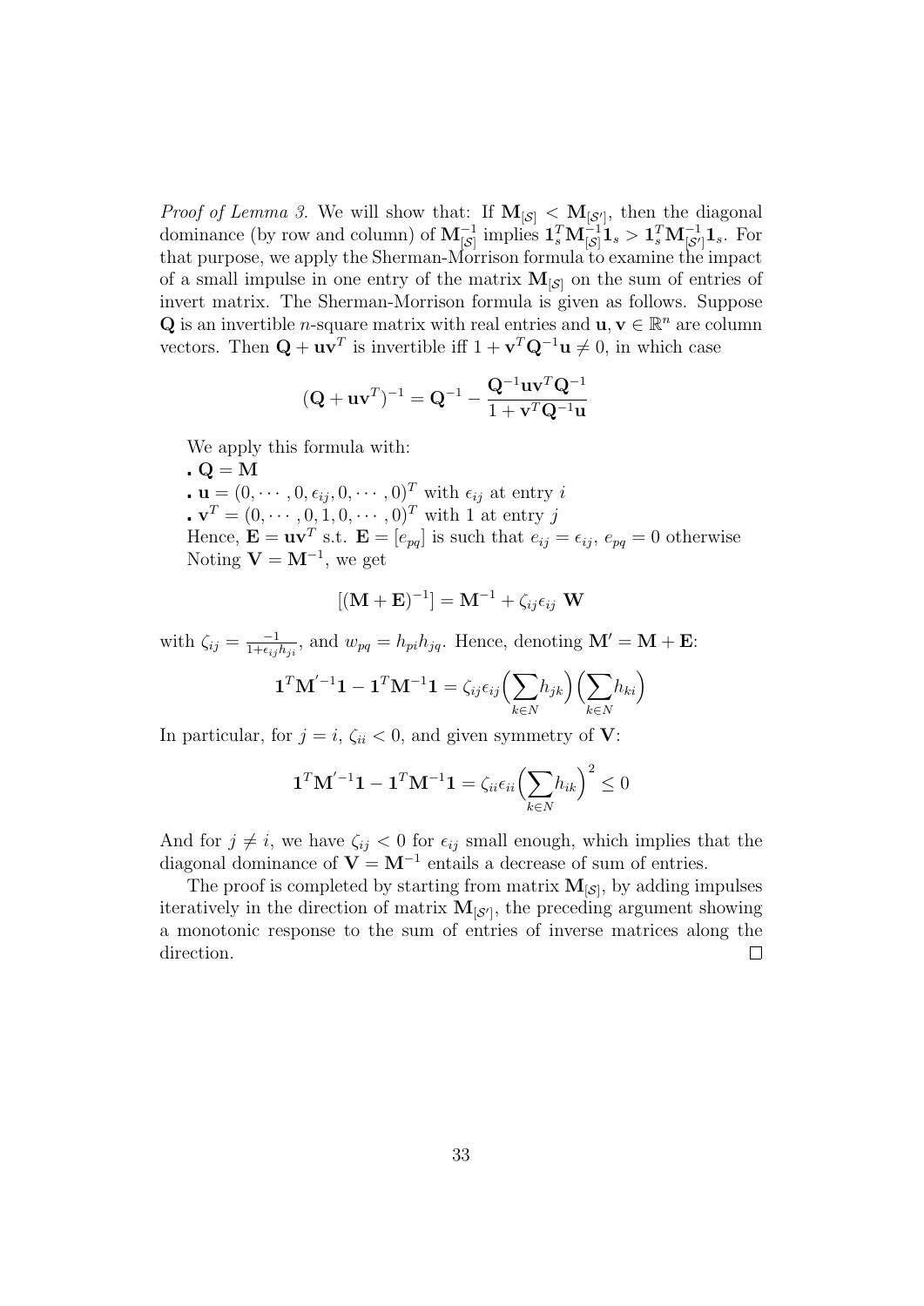*Proof of Lemma 3.* We will show that: If $\mathbf{M}_{[\mathcal{S}]} < \mathbf{M}_{[\mathcal{S}']}$, then the diagonal dominance (by row and column) of $\mathbf{M}_{[\mathcal{S}]}^{-1}$ implies $\mathbf{1}_s^T \mathbf{M}_{[\mathcal{S}]}^{-1} \mathbf{1}_s > \mathbf{1}_s^T \mathbf{M}_{[\mathcal{S}']}^{-1} \mathbf{1}_s$. For that purpose, we apply the Sherman-Morrison formula to examine the impact of a small impulse in one entry of the matrix $\mathbf{M}_{[\mathcal{S}]}$ on the sum of entries of invert matrix. The Sherman-Morrison formula is given as follows. Suppose $\mathbf{Q}$ is an invertible $n$-square matrix with real entries and $\mathbf{u}, \mathbf{v} \in \mathbb{R}^n$ are column vectors. Then $\mathbf{Q} + \mathbf{u}\mathbf{v}^T$ is invertible iff $1 + \mathbf{v}^T \mathbf{Q}^{-1} \mathbf{u} \neq 0$, in which case

$$(\mathbf{Q} + \mathbf{u}\mathbf{v}^T)^{-1} = \mathbf{Q}^{-1} - \frac{\mathbf{Q}^{-1}\mathbf{u}\mathbf{v}^T\mathbf{Q}^{-1}}{1 + \mathbf{v}^T\mathbf{Q}^{-1}\mathbf{u}}$$

We apply this formula with:

. $\mathbf{Q} = \mathbf{M}$

. $\mathbf{u} = (0, \cdots, 0, \epsilon_{ij}, 0, \cdots, 0)^T$ with $\epsilon_{ij}$ at entry $i$

. $\mathbf{v}^T = (0, \cdots, 0, 1, 0, \cdots, 0)^T$ with 1 at entry $j$

Hence, $\mathbf{E} = \mathbf{u}\mathbf{v}^T$ s.t. $\mathbf{E} = [e_{pq}]$ is such that $e_{ij} = \epsilon_{ij}$, $e_{pq} = 0$ otherwise

Noting $\mathbf{V} = \mathbf{M}^{-1}$, we get

$$[(\mathbf{M} + \mathbf{E})^{-1}] = \mathbf{M}^{-1} + \zeta_{ij}\epsilon_{ij} \ \mathbf{W}$$

with $\zeta_{ij} = \frac{-1}{1+\epsilon_{ij}h_{ji}}$, and $w_{pq} = h_{pi}h_{jq}$. Hence, denoting $\mathbf{M}' = \mathbf{M} + \mathbf{E}$:

$$\mathbf{1}^T \mathbf{M}'^{-1} \mathbf{1} - \mathbf{1}^T \mathbf{M}^{-1} \mathbf{1} = \zeta_{ij}\epsilon_{ij} \Big( \sum_{k \in N} h_{jk} \Big) \Big( \sum_{k \in N} h_{ki} \Big)$$

In particular, for $j = i$, $\zeta_{ii} < 0$, and given symmetry of $\mathbf{V}$:

$$\mathbf{1}^T \mathbf{M}'^{-1} \mathbf{1} - \mathbf{1}^T \mathbf{M}^{-1} \mathbf{1} = \zeta_{ii}\epsilon_{ii} \Big( \sum_{k \in N} h_{ik} \Big)^2 \leq 0$$

And for $j \neq i$, we have $\zeta_{ij} < 0$ for $\epsilon_{ij}$ small enough, which implies that the diagonal dominance of $\mathbf{V} = \mathbf{M}^{-1}$ entails a decrease of sum of entries.

The proof is completed by starting from matrix $\mathbf{M}_{[\mathcal{S}]}$, by adding impulses iteratively in the direction of matrix $\mathbf{M}_{[\mathcal{S}']}$, the preceding argument showing a monotonic response to the sum of entries of inverse matrices along the direction. □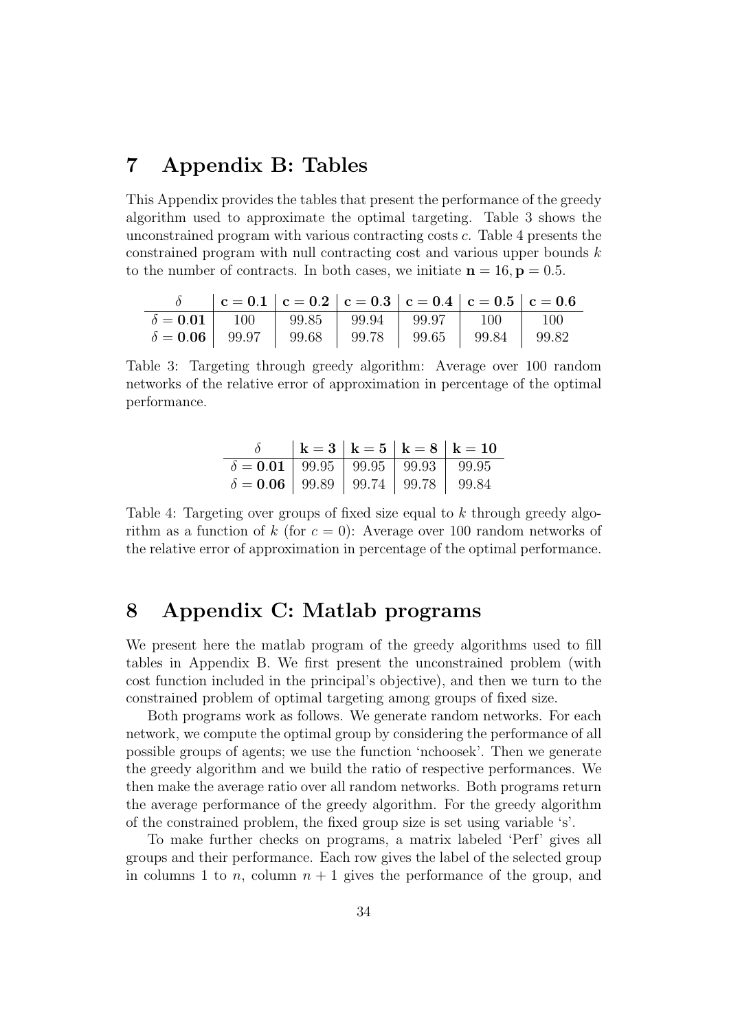# 7 Appendix B: Tables

This Appendix provides the tables that present the performance of the greedy algorithm used to approximate the optimal targeting. Table 3 shows the unconstrained program with various contracting costs $c$. Table 4 presents the constrained program with null contracting cost and various upper bounds $k$ to the number of contracts. In both cases, we initiate $\mathbf{n} = 16, \mathbf{p} = 0.5$.

| $\delta$ | $\mathbf{c = 0.1}$ | $\mathbf{c = 0.2}$ | $\mathbf{c = 0.3}$ | $\mathbf{c = 0.4}$ | $\mathbf{c = 0.5}$ | $\mathbf{c = 0.6}$ |
|---|---|---|---|---|---|---|
| $\delta = \mathbf{0.01}$ | 100 | 99.85 | 99.94 | 99.97 | 100 | 100 |
| $\delta = \mathbf{0.06}$ | 99.97 | 99.68 | 99.78 | 99.65 | 99.84 | 99.82 |

Table 3: Targeting through greedy algorithm: Average over 100 random networks of the relative error of approximation in percentage of the optimal performance.

| $\delta$ | $\mathbf{k = 3}$ | $\mathbf{k = 5}$ | $\mathbf{k = 8}$ | $\mathbf{k = 10}$ |
|---|---|---|---|---|
| $\delta = \mathbf{0.01}$ | 99.95 | 99.95 | 99.93 | 99.95 |
| $\delta = \mathbf{0.06}$ | 99.89 | 99.74 | 99.78 | 99.84 |

Table 4: Targeting over groups of fixed size equal to $k$ through greedy algorithm as a function of $k$ (for $c = 0$): Average over 100 random networks of the relative error of approximation in percentage of the optimal performance.

# 8 Appendix C: Matlab programs

We present here the matlab program of the greedy algorithms used to fill tables in Appendix B. We first present the unconstrained problem (with cost function included in the principal's objective), and then we turn to the constrained problem of optimal targeting among groups of fixed size.

Both programs work as follows. We generate random networks. For each network, we compute the optimal group by considering the performance of all possible groups of agents; we use the function 'nchoosek'. Then we generate the greedy algorithm and we build the ratio of respective performances. We then make the average ratio over all random networks. Both programs return the average performance of the greedy algorithm. For the greedy algorithm of the constrained problem, the fixed group size is set using variable 's'.

To make further checks on programs, a matrix labeled 'Perf' gives all groups and their performance. Each row gives the label of the selected group in columns 1 to $n$, column $n + 1$ gives the performance of the group, and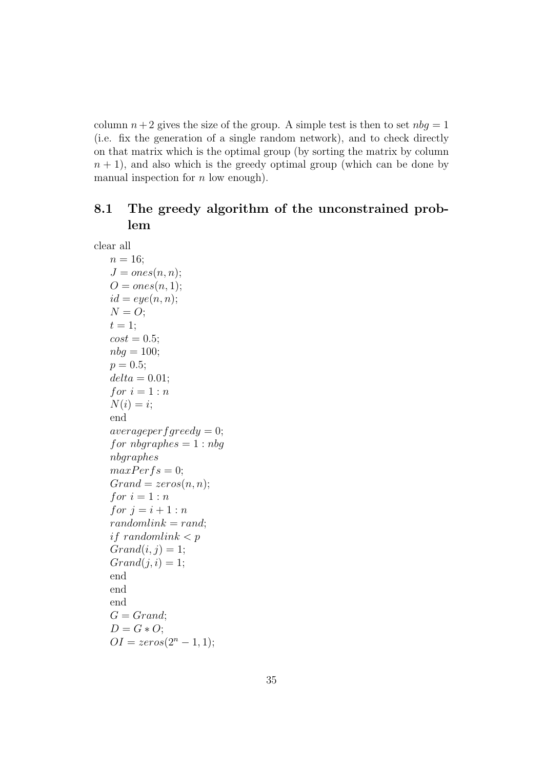column $n+2$ gives the size of the group. A simple test is then to set $nbg = 1$ (i.e. fix the generation of a single random network), and to check directly on that matrix which is the optimal group (by sorting the matrix by column $n+1$), and also which is the greedy optimal group (which can be done by manual inspection for $n$ low enough).

## 8.1 The greedy algorithm of the unconstrained problem

```
clear all
n = 16;
J = ones(n, n);
O = ones(n, 1);
id = eye(n, n);
N = O;
t = 1;
cost = 0.5;
nbg = 100;
p = 0.5;
delta = 0.01;
for i = 1 : n
N(i) = i;
end
averageperfgreedy = 0;
for nbgraphes = 1 : nbg
nbgraphes
maxPerfs = 0;
Grand = zeros(n, n);
for i = 1 : n
for j = i + 1 : n
randomlink = rand;
if randomlink < p
Grand(i, j) = 1;
Grand(j, i) = 1;
end
end
end
G = Grand;
D = G * O;
OI = zeros(2^n - 1, 1);
```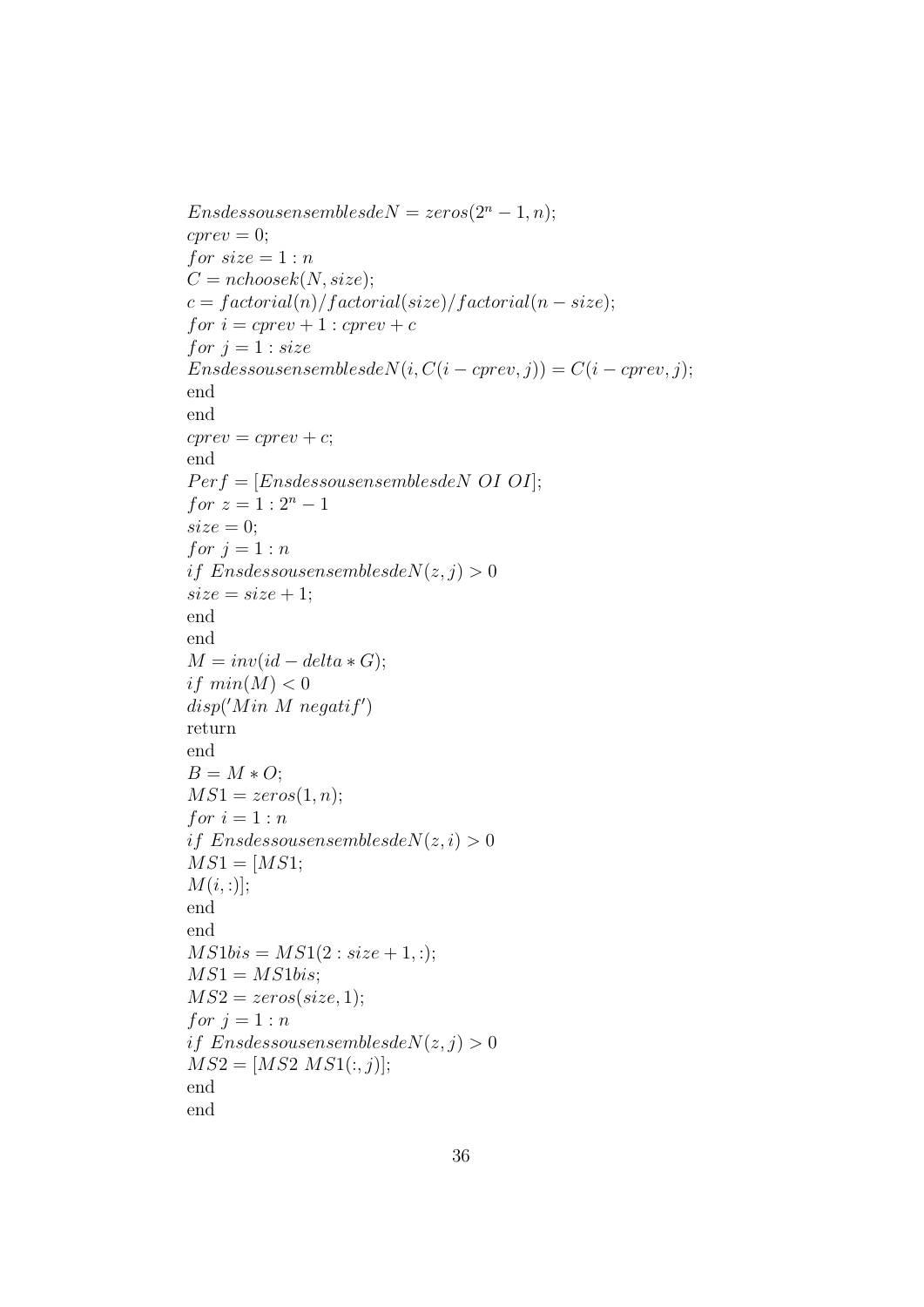```
EnsdessousensemblesdeN = zeros(2^n - 1, n);
cprev = 0;
for size = 1 : n
C = nchoosek(N, size);
c = factorial(n)/factorial(size)/factorial(n - size);
for i = cprev + 1 : cprev + c
for j = 1 : size
EnsdessousensemblesdeN(i, C(i - cprev, j)) = C(i - cprev, j);
end
end
cprev = cprev + c;
end
Perf = [EnsdessousensemblesdeN OI OI];
for z = 1 : 2^n - 1
size = 0;
for j = 1 : n
if EnsdessousensemblesdeN(z, j) > 0
size = size + 1;
end
end
M = inv(id - delta * G);
if min(M) < 0
disp('Min M negatif')
return
end
B = M * O;
MS1 = zeros(1, n);
for i = 1 : n
if EnsdessousensemblesdeN(z, i) > 0
MS1 = [MS1;
M(i, :)];
end
end
MS1bis = MS1(2 : size + 1, :);
MS1 = MS1bis;
MS2 = zeros(size, 1);
for j = 1 : n
if EnsdessousensemblesdeN(z, j) > 0
MS2 = [MS2 MS1(:, j)];
end
end
```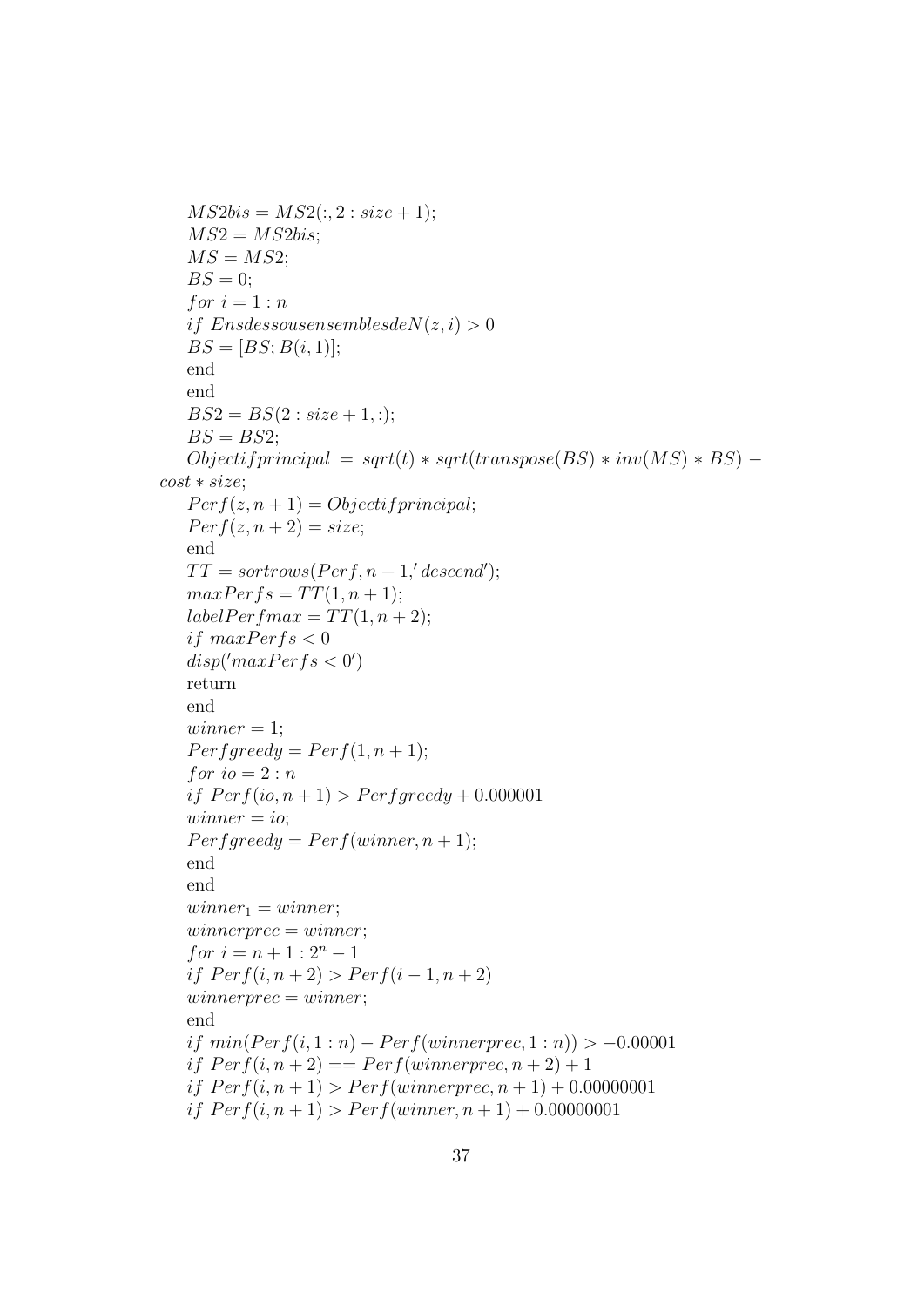```
MS2bis = MS2(:, 2 : size + 1);
MS2 = MS2bis;
MS = MS2;
BS = 0;
for i = 1 : n
if EnsdessousensemblesdeN(z, i) > 0
BS = [BS; B(i, 1)];
end
end
BS2 = BS(2 : size + 1, :);
BS = BS2;
Objectifprincipal = sqrt(t) * sqrt(transpose(BS) * inv(MS) * BS) - cost * size;
Perf(z, n + 1) = Objectifprincipal;
Perf(z, n + 2) = size;
end
TT = sortrows(Perf, n + 1, 'descend');
maxPerfs = TT(1, n + 1);
labelPerfmax = TT(1, n + 2);
if maxPerfs < 0
disp('maxPerfs < 0')
return
end
winner = 1;
Perfgreedy = Perf(1, n + 1);
for io = 2 : n
if Perf(io, n + 1) > Perfgreedy + 0.000001
winner = io;
Perfgreedy = Perf(winner, n + 1);
end
end
winner_1 = winner;
winnerprec = winner;
for i = n + 1 : 2^n - 1
if Perf(i, n + 2) > Perf(i - 1, n + 2)
winnerprec = winner;
end
if min(Perf(i, 1 : n) - Perf(winnerprec, 1 : n)) > -0.00001
if Perf(i, n + 2) == Perf(winnerprec, n + 2) + 1
if Perf(i, n + 1) > Perf(winnerprec, n + 1) + 0.00000001
if Perf(i, n + 1) > Perf(winner, n + 1) + 0.00000001
```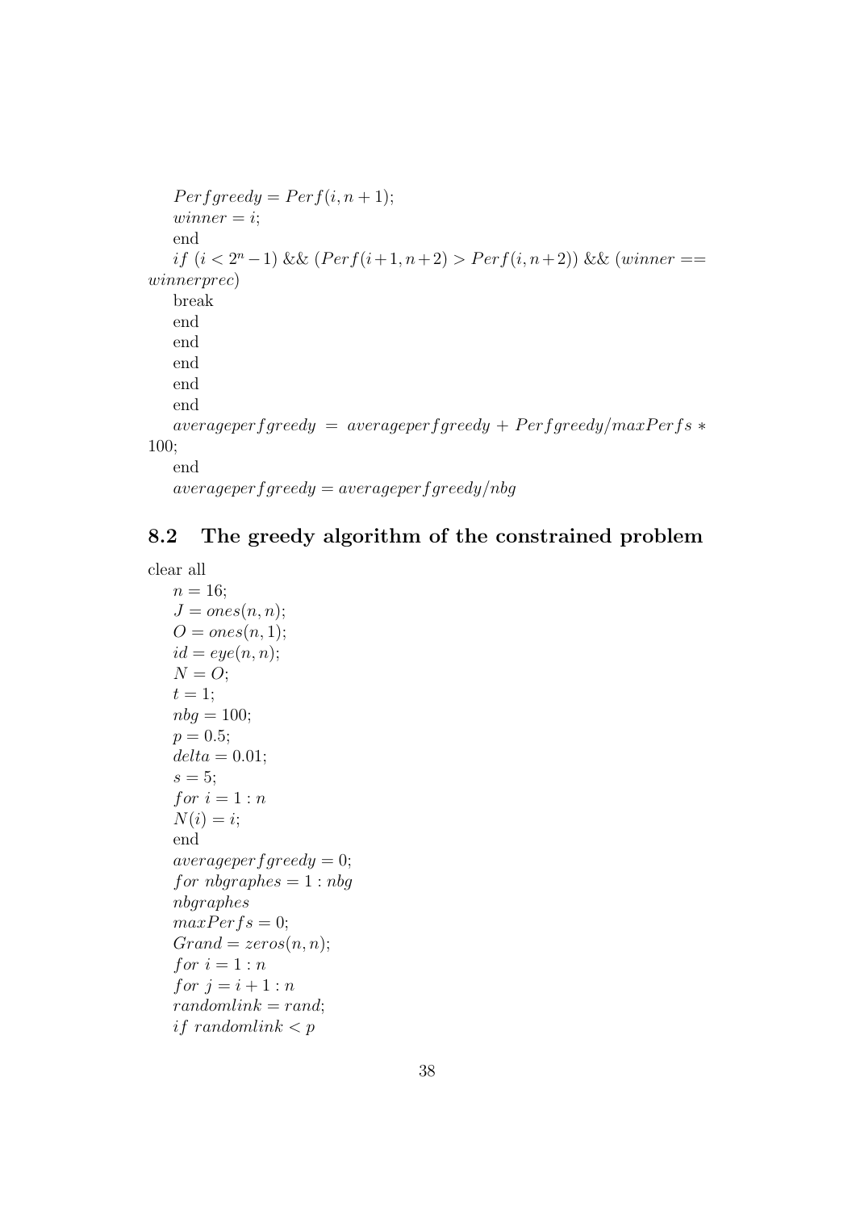```
Perfgreedy = Perf(i, n + 1);
winner = i;
end
if (i < 2^n − 1) && (Perf(i+1, n+2) > Perf(i, n+2)) && (winner == winnerprec)
break
end
end
end
end
end
averageperfgreedy = averageperfgreedy + Perfgreedy/maxPerfs ∗ 100;
end
averageperfgreedy = averageperfgreedy/nbg
```

## 8.2 The greedy algorithm of the constrained problem

```
clear all
n = 16;
J = ones(n, n);
O = ones(n, 1);
id = eye(n, n);
N = O;
t = 1;
nbg = 100;
p = 0.5;
delta = 0.01;
s = 5;
for i = 1 : n
N(i) = i;
end
averageperfgreedy = 0;
for nbgraphes = 1 : nbg
nbgraphes
maxPerfs = 0;
Grand = zeros(n, n);
for i = 1 : n
for j = i + 1 : n
randomlink = rand;
if randomlink < p
```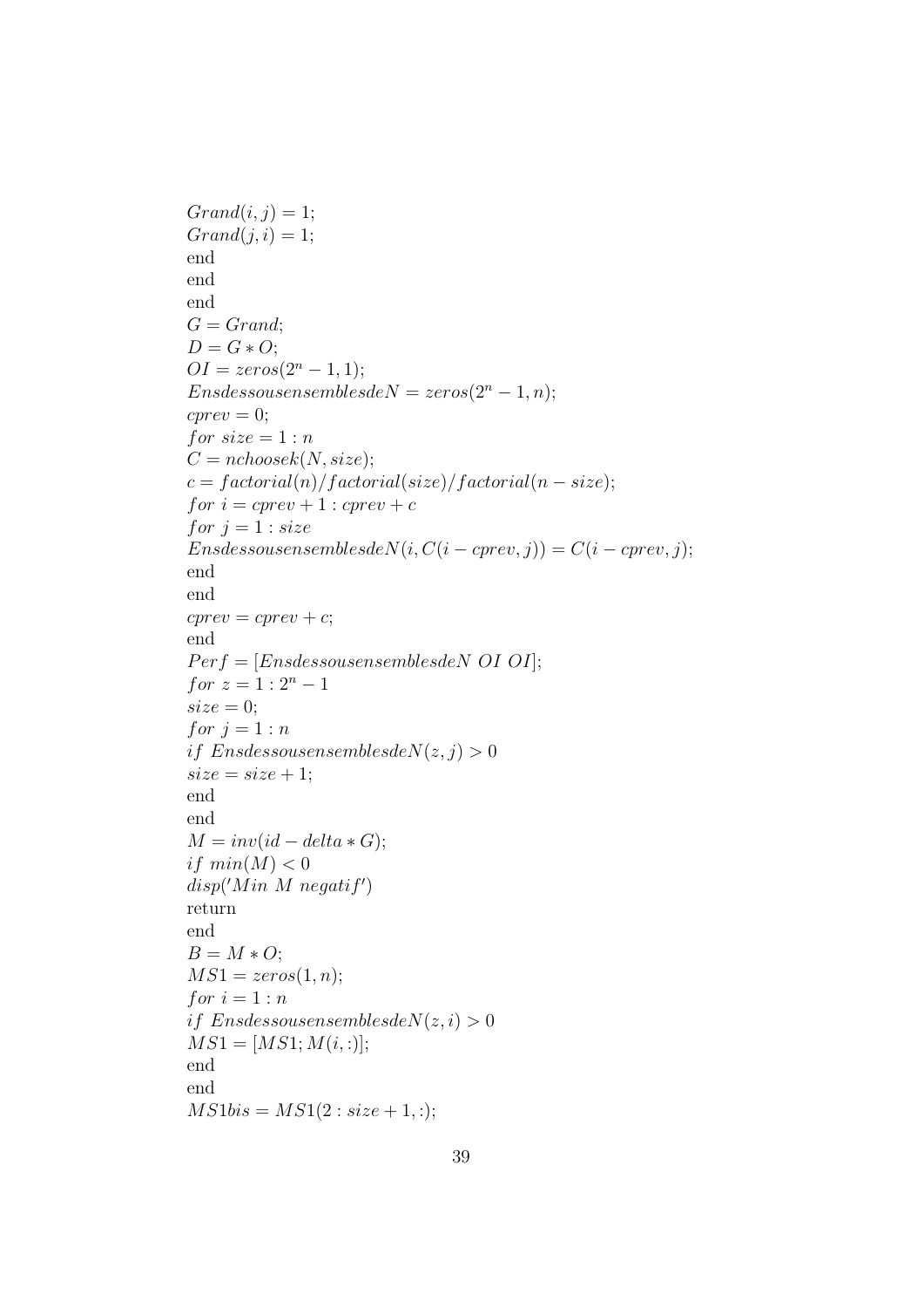```
Grand(i, j) = 1;
Grand(j, i) = 1;
end
end
end
G = Grand;
D = G * O;
OI = zeros(2^n - 1, 1);
EnsdessousensemblesdeN = zeros(2^n - 1, n);
cprev = 0;
for size = 1 : n
C = nchoosek(N, size);
c = factorial(n)/factorial(size)/factorial(n - size);
for i = cprev + 1 : cprev + c
for j = 1 : size
EnsdessousensemblesdeN(i, C(i - cprev, j)) = C(i - cprev, j);
end
end
cprev = cprev + c;
end
Perf = [EnsdessousensemblesdeN OI OI];
for z = 1 : 2^n - 1
size = 0;
for j = 1 : n
if EnsdessousensemblesdeN(z, j) > 0
size = size + 1;
end
end
M = inv(id - delta * G);
if min(M) < 0
disp('Min M negatif')
return
end
B = M * O;
MS1 = zeros(1, n);
for i = 1 : n
if EnsdessousensemblesdeN(z, i) > 0
MS1 = [MS1; M(i, :)];
end
end
MS1bis = MS1(2 : size + 1, :);
```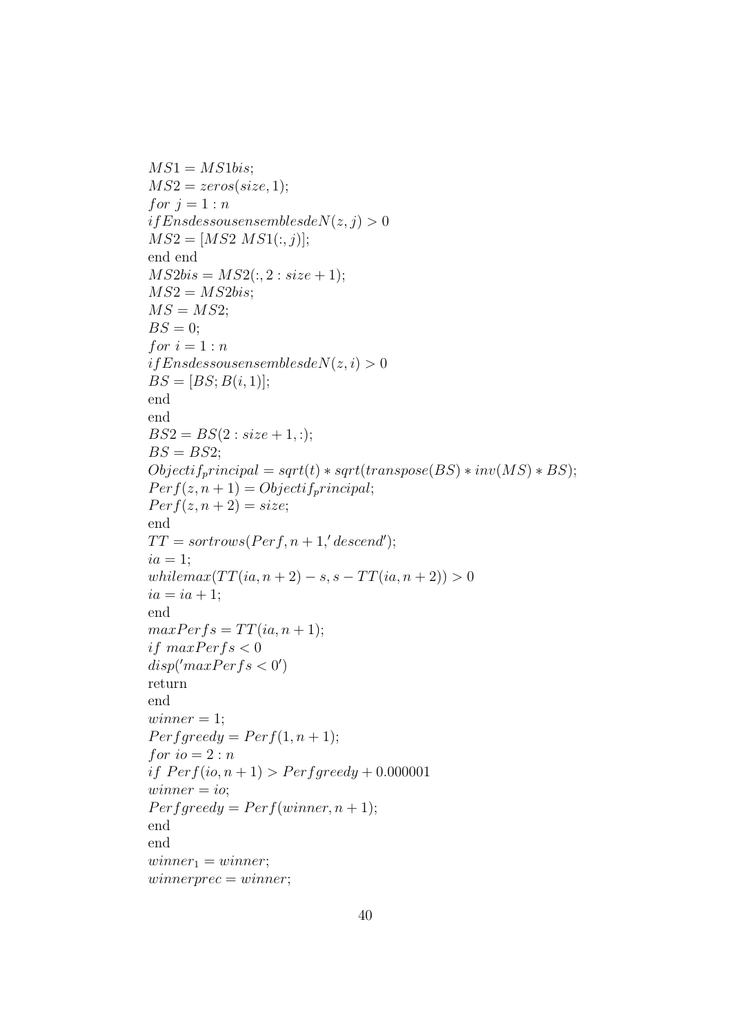```
MS1 = MS1bis;
MS2 = zeros(size, 1);
for j = 1 : n
ifEnsdessousensemblesdeN(z, j) > 0
MS2 = [MS2 MS1(:, j)];
end end
MS2bis = MS2(:, 2 : size + 1);
MS2 = MS2bis;
MS = MS2;
BS = 0;
for i = 1 : n
ifEnsdessousensemblesdeN(z, i) > 0
BS = [BS; B(i, 1)];
end
end
BS2 = BS(2 : size + 1, :);
BS = BS2;
Objectif_principal = sqrt(t) * sqrt(transpose(BS) * inv(MS) * BS);
Perf(z, n + 1) = Objectif_principal;
Perf(z, n + 2) = size;
end
TT = sortrows(Perf, n + 1,' descend');
ia = 1;
whilemax(TT(ia, n + 2) - s, s - TT(ia, n + 2)) > 0
ia = ia + 1;
end
maxPerfs = TT(ia, n + 1);
if maxPerfs < 0
disp('maxPerfs < 0')
return
end
winner = 1;
Perfgreedy = Perf(1, n + 1);
for io = 2 : n
if Perf(io, n + 1) > Perfgreedy + 0.000001
winner = io;
Perfgreedy = Perf(winner, n + 1);
end
end
winner_1 = winner;
winnerprec = winner;
```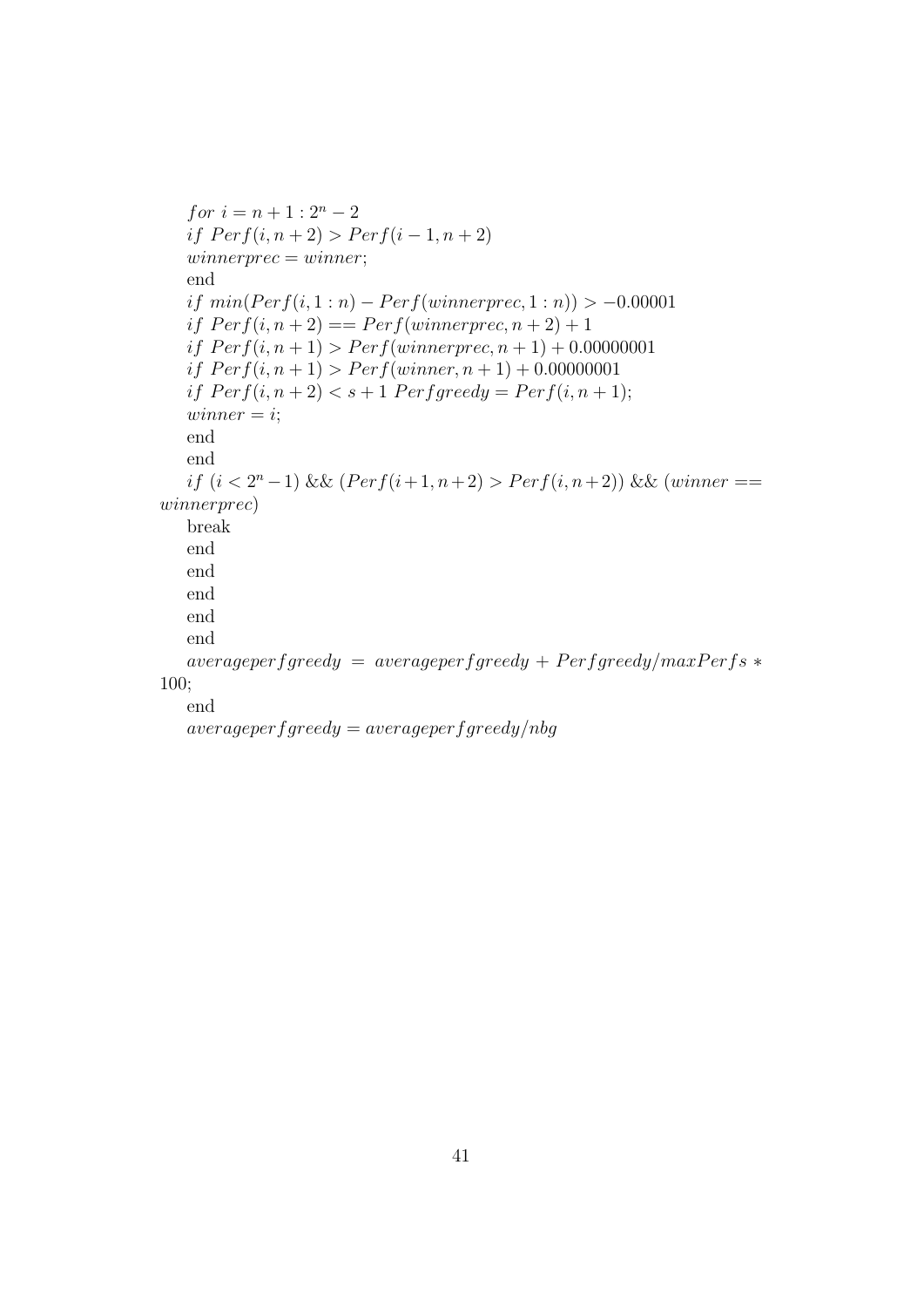```
for i = n + 1 : 2^n − 2
if Perf(i, n + 2) > Perf(i − 1, n + 2)
winnerprec = winner;
end
if min(Perf(i, 1 : n) − Perf(winnerprec, 1 : n)) > −0.00001
if Perf(i, n + 2) == Perf(winnerprec, n + 2) + 1
if Perf(i, n + 1) > Perf(winnerprec, n + 1) + 0.00000001
if Perf(i, n + 1) > Perf(winner, n + 1) + 0.00000001
if Perf(i, n + 2) < s + 1 Perfgreedy = Perf(i, n + 1);
winner = i;
end
end
if (i < 2^n − 1) && (Perf(i + 1, n + 2) > Perf(i, n + 2)) && (winner == winnerprec)
break
end
end
end
end
end
averageperfgreedy = averageperfgreedy + Perfgreedy/maxPerfs ∗ 100;
end
averageperfgreedy = averageperfgreedy/nbg
```